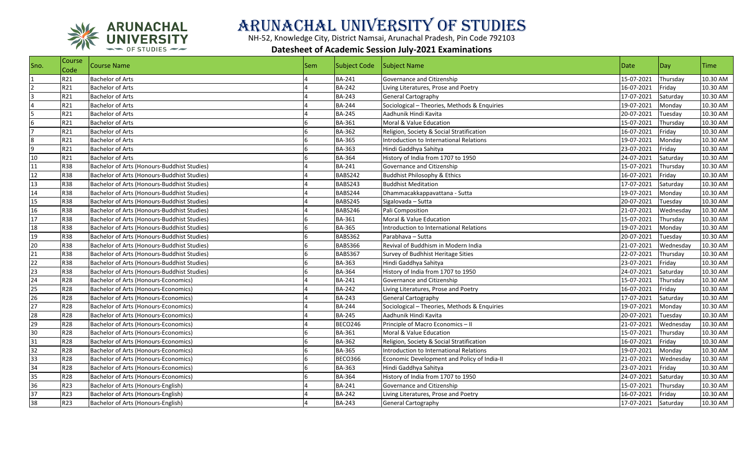# ARUNACHAL UNIVERSITY OF STUDIES

NH-52, Knowledge City, District Namsai, Arunachal Pradesh, Pin Code 792103

## Datesheet of Academic Session July-2021 Examinations

| Sno. | Course Code | Course Name | Sem | Subject Code | Subject Name | Date | Day | Time |
|---|---|---|---|---|---|---|---|---|
| 1 | R21 | Bachelor of Arts | 4 | BA-241 | Governance and Citizenship | 15-07-2021 | Thursday | 10.30 AM |
| 2 | R21 | Bachelor of Arts | 4 | BA-242 | Living Literatures, Prose and Poetry | 16-07-2021 | Friday | 10.30 AM |
| 3 | R21 | Bachelor of Arts | 4 | BA-243 | General Cartography | 17-07-2021 | Saturday | 10.30 AM |
| 4 | R21 | Bachelor of Arts | 4 | BA-244 | Sociological – Theories, Methods & Enquiries | 19-07-2021 | Monday | 10.30 AM |
| 5 | R21 | Bachelor of Arts | 4 | BA-245 | Aadhunik Hindi Kavita | 20-07-2021 | Tuesday | 10.30 AM |
| 6 | R21 | Bachelor of Arts | 6 | BA-361 | Moral & Value Education | 15-07-2021 | Thursday | 10.30 AM |
| 7 | R21 | Bachelor of Arts | 6 | BA-362 | Religion, Society & Social Stratification | 16-07-2021 | Friday | 10.30 AM |
| 8 | R21 | Bachelor of Arts | 6 | BA-365 | Introduction to International Relations | 19-07-2021 | Monday | 10.30 AM |
| 9 | R21 | Bachelor of Arts | 6 | BA-363 | Hindi Gaddhya Sahitya | 23-07-2021 | Friday | 10.30 AM |
| 10 | R21 | Bachelor of Arts | 6 | BA-364 | History of India from 1707 to 1950 | 24-07-2021 | Saturday | 10.30 AM |
| 11 | R38 | Bachelor of Arts (Honours-Buddhist Studies) | 4 | BA-241 | Governance and Citizenship | 15-07-2021 | Thursday | 10.30 AM |
| 12 | R38 | Bachelor of Arts (Honours-Buddhist Studies) | 4 | BABS242 | Buddhist Philosophy & Ethics | 16-07-2021 | Friday | 10.30 AM |
| 13 | R38 | Bachelor of Arts (Honours-Buddhist Studies) | 4 | BABS243 | Buddhist Meditation | 17-07-2021 | Saturday | 10.30 AM |
| 14 | R38 | Bachelor of Arts (Honours-Buddhist Studies) | 4 | BABS244 | Dhammacakkappavattana - Sutta | 19-07-2021 | Monday | 10.30 AM |
| 15 | R38 | Bachelor of Arts (Honours-Buddhist Studies) | 4 | BABS245 | Sigalovada – Sutta | 20-07-2021 | Tuesday | 10.30 AM |
| 16 | R38 | Bachelor of Arts (Honours-Buddhist Studies) | 4 | BABS246 | Pali Composition | 21-07-2021 | Wednesday | 10.30 AM |
| 17 | R38 | Bachelor of Arts (Honours-Buddhist Studies) | 6 | BA-361 | Moral & Value Education | 15-07-2021 | Thursday | 10.30 AM |
| 18 | R38 | Bachelor of Arts (Honours-Buddhist Studies) | 6 | BA-365 | Introduction to International Relations | 19-07-2021 | Monday | 10.30 AM |
| 19 | R38 | Bachelor of Arts (Honours-Buddhist Studies) | 6 | BABS362 | Parabhava – Sutta | 20-07-2021 | Tuesday | 10.30 AM |
| 20 | R38 | Bachelor of Arts (Honours-Buddhist Studies) | 6 | BABS366 | Revival of Buddhism in Modern India | 21-07-2021 | Wednesday | 10.30 AM |
| 21 | R38 | Bachelor of Arts (Honours-Buddhist Studies) | 6 | BABS367 | Survey of Budhhist Heritage Sities | 22-07-2021 | Thursday | 10.30 AM |
| 22 | R38 | Bachelor of Arts (Honours-Buddhist Studies) | 6 | BA-363 | Hindi Gaddhya Sahitya | 23-07-2021 | Friday | 10.30 AM |
| 23 | R38 | Bachelor of Arts (Honours-Buddhist Studies) | 6 | BA-364 | History of India from 1707 to 1950 | 24-07-2021 | Saturday | 10.30 AM |
| 24 | R28 | Bachelor of Arts (Honours-Economics) | 4 | BA-241 | Governance and Citizenship | 15-07-2021 | Thursday | 10.30 AM |
| 25 | R28 | Bachelor of Arts (Honours-Economics) | 4 | BA-242 | Living Literatures, Prose and Poetry | 16-07-2021 | Friday | 10.30 AM |
| 26 | R28 | Bachelor of Arts (Honours-Economics) | 4 | BA-243 | General Cartography | 17-07-2021 | Saturday | 10.30 AM |
| 27 | R28 | Bachelor of Arts (Honours-Economics) | 4 | BA-244 | Sociological – Theories, Methods & Enquiries | 19-07-2021 | Monday | 10.30 AM |
| 28 | R28 | Bachelor of Arts (Honours-Economics) | 4 | BA-245 | Aadhunik Hindi Kavita | 20-07-2021 | Tuesday | 10.30 AM |
| 29 | R28 | Bachelor of Arts (Honours-Economics) | 4 | BECO246 | Principle of Macro Economics – II | 21-07-2021 | Wednesday | 10.30 AM |
| 30 | R28 | Bachelor of Arts (Honours-Economics) | 6 | BA-361 | Moral & Value Education | 15-07-2021 | Thursday | 10.30 AM |
| 31 | R28 | Bachelor of Arts (Honours-Economics) | 6 | BA-362 | Religion, Society & Social Stratification | 16-07-2021 | Friday | 10.30 AM |
| 32 | R28 | Bachelor of Arts (Honours-Economics) | 6 | BA-365 | Introduction to International Relations | 19-07-2021 | Monday | 10.30 AM |
| 33 | R28 | Bachelor of Arts (Honours-Economics) | 6 | BECO366 | Economic Development and Policy of India-II | 21-07-2021 | Wednesday | 10.30 AM |
| 34 | R28 | Bachelor of Arts (Honours-Economics) | 6 | BA-363 | Hindi Gaddhya Sahitya | 23-07-2021 | Friday | 10.30 AM |
| 35 | R28 | Bachelor of Arts (Honours-Economics) | 6 | BA-364 | History of India from 1707 to 1950 | 24-07-2021 | Saturday | 10.30 AM |
| 36 | R23 | Bachelor of Arts (Honours-English) | 4 | BA-241 | Governance and Citizenship | 15-07-2021 | Thursday | 10.30 AM |
| 37 | R23 | Bachelor of Arts (Honours-English) | 4 | BA-242 | Living Literatures, Prose and Poetry | 16-07-2021 | Friday | 10.30 AM |
| 38 | R23 | Bachelor of Arts (Honours-English) | 4 | BA-243 | General Cartography | 17-07-2021 | Saturday | 10.30 AM |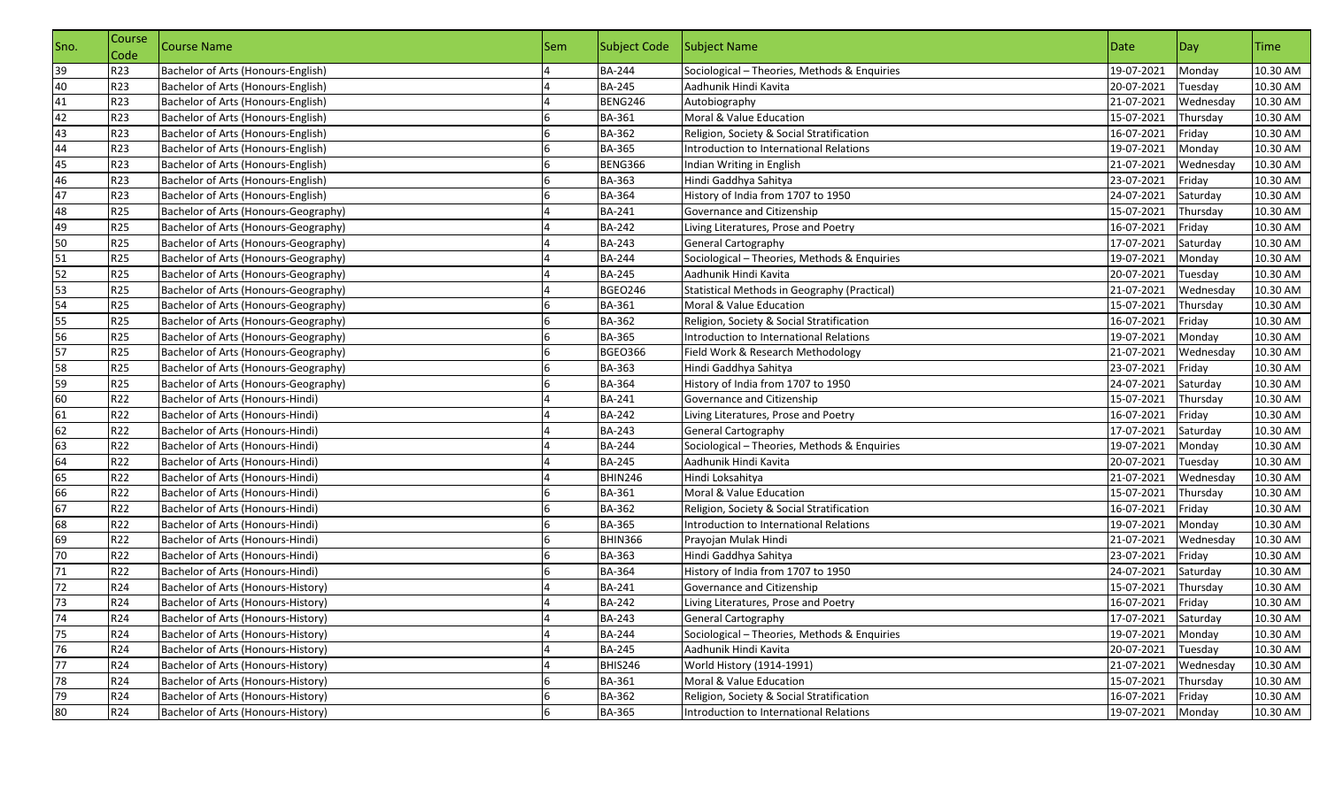| Sno. | Course Code | Course Name | Sem | Subject Code | Subject Name | Date | Day | Time |
|---|---|---|---|---|---|---|---|---|
| 39 | R23 | Bachelor of Arts (Honours-English) | 4 | BA-244 | Sociological – Theories, Methods & Enquiries | 19-07-2021 | Monday | 10.30 AM |
| 40 | R23 | Bachelor of Arts (Honours-English) | 4 | BA-245 | Aadhunik Hindi Kavita | 20-07-2021 | Tuesday | 10.30 AM |
| 41 | R23 | Bachelor of Arts (Honours-English) | 4 | BENG246 | Autobiography | 21-07-2021 | Wednesday | 10.30 AM |
| 42 | R23 | Bachelor of Arts (Honours-English) | 6 | BA-361 | Moral & Value Education | 15-07-2021 | Thursday | 10.30 AM |
| 43 | R23 | Bachelor of Arts (Honours-English) | 6 | BA-362 | Religion, Society & Social Stratification | 16-07-2021 | Friday | 10.30 AM |
| 44 | R23 | Bachelor of Arts (Honours-English) | 6 | BA-365 | Introduction to International Relations | 19-07-2021 | Monday | 10.30 AM |
| 45 | R23 | Bachelor of Arts (Honours-English) | 6 | BENG366 | Indian Writing in English | 21-07-2021 | Wednesday | 10.30 AM |
| 46 | R23 | Bachelor of Arts (Honours-English) | 6 | BA-363 | Hindi Gaddhya Sahitya | 23-07-2021 | Friday | 10.30 AM |
| 47 | R23 | Bachelor of Arts (Honours-English) | 6 | BA-364 | History of India from 1707 to 1950 | 24-07-2021 | Saturday | 10.30 AM |
| 48 | R25 | Bachelor of Arts (Honours-Geography) | 4 | BA-241 | Governance and Citizenship | 15-07-2021 | Thursday | 10.30 AM |
| 49 | R25 | Bachelor of Arts (Honours-Geography) | 4 | BA-242 | Living Literatures, Prose and Poetry | 16-07-2021 | Friday | 10.30 AM |
| 50 | R25 | Bachelor of Arts (Honours-Geography) | 4 | BA-243 | General Cartography | 17-07-2021 | Saturday | 10.30 AM |
| 51 | R25 | Bachelor of Arts (Honours-Geography) | 4 | BA-244 | Sociological – Theories, Methods & Enquiries | 19-07-2021 | Monday | 10.30 AM |
| 52 | R25 | Bachelor of Arts (Honours-Geography) | 4 | BA-245 | Aadhunik Hindi Kavita | 20-07-2021 | Tuesday | 10.30 AM |
| 53 | R25 | Bachelor of Arts (Honours-Geography) | 4 | BGEO246 | Statistical Methods in Geography (Practical) | 21-07-2021 | Wednesday | 10.30 AM |
| 54 | R25 | Bachelor of Arts (Honours-Geography) | 6 | BA-361 | Moral & Value Education | 15-07-2021 | Thursday | 10.30 AM |
| 55 | R25 | Bachelor of Arts (Honours-Geography) | 6 | BA-362 | Religion, Society & Social Stratification | 16-07-2021 | Friday | 10.30 AM |
| 56 | R25 | Bachelor of Arts (Honours-Geography) | 6 | BA-365 | Introduction to International Relations | 19-07-2021 | Monday | 10.30 AM |
| 57 | R25 | Bachelor of Arts (Honours-Geography) | 6 | BGEO366 | Field Work & Research Methodology | 21-07-2021 | Wednesday | 10.30 AM |
| 58 | R25 | Bachelor of Arts (Honours-Geography) | 6 | BA-363 | Hindi Gaddhya Sahitya | 23-07-2021 | Friday | 10.30 AM |
| 59 | R25 | Bachelor of Arts (Honours-Geography) | 6 | BA-364 | History of India from 1707 to 1950 | 24-07-2021 | Saturday | 10.30 AM |
| 60 | R22 | Bachelor of Arts (Honours-Hindi) | 4 | BA-241 | Governance and Citizenship | 15-07-2021 | Thursday | 10.30 AM |
| 61 | R22 | Bachelor of Arts (Honours-Hindi) | 4 | BA-242 | Living Literatures, Prose and Poetry | 16-07-2021 | Friday | 10.30 AM |
| 62 | R22 | Bachelor of Arts (Honours-Hindi) | 4 | BA-243 | General Cartography | 17-07-2021 | Saturday | 10.30 AM |
| 63 | R22 | Bachelor of Arts (Honours-Hindi) | 4 | BA-244 | Sociological – Theories, Methods & Enquiries | 19-07-2021 | Monday | 10.30 AM |
| 64 | R22 | Bachelor of Arts (Honours-Hindi) | 4 | BA-245 | Aadhunik Hindi Kavita | 20-07-2021 | Tuesday | 10.30 AM |
| 65 | R22 | Bachelor of Arts (Honours-Hindi) | 4 | BHIN246 | Hindi Loksahitya | 21-07-2021 | Wednesday | 10.30 AM |
| 66 | R22 | Bachelor of Arts (Honours-Hindi) | 6 | BA-361 | Moral & Value Education | 15-07-2021 | Thursday | 10.30 AM |
| 67 | R22 | Bachelor of Arts (Honours-Hindi) | 6 | BA-362 | Religion, Society & Social Stratification | 16-07-2021 | Friday | 10.30 AM |
| 68 | R22 | Bachelor of Arts (Honours-Hindi) | 6 | BA-365 | Introduction to International Relations | 19-07-2021 | Monday | 10.30 AM |
| 69 | R22 | Bachelor of Arts (Honours-Hindi) | 6 | BHIN366 | Prayojan Mulak Hindi | 21-07-2021 | Wednesday | 10.30 AM |
| 70 | R22 | Bachelor of Arts (Honours-Hindi) | 6 | BA-363 | Hindi Gaddhya Sahitya | 23-07-2021 | Friday | 10.30 AM |
| 71 | R22 | Bachelor of Arts (Honours-Hindi) | 6 | BA-364 | History of India from 1707 to 1950 | 24-07-2021 | Saturday | 10.30 AM |
| 72 | R24 | Bachelor of Arts (Honours-History) | 4 | BA-241 | Governance and Citizenship | 15-07-2021 | Thursday | 10.30 AM |
| 73 | R24 | Bachelor of Arts (Honours-History) | 4 | BA-242 | Living Literatures, Prose and Poetry | 16-07-2021 | Friday | 10.30 AM |
| 74 | R24 | Bachelor of Arts (Honours-History) | 4 | BA-243 | General Cartography | 17-07-2021 | Saturday | 10.30 AM |
| 75 | R24 | Bachelor of Arts (Honours-History) | 4 | BA-244 | Sociological – Theories, Methods & Enquiries | 19-07-2021 | Monday | 10.30 AM |
| 76 | R24 | Bachelor of Arts (Honours-History) | 4 | BA-245 | Aadhunik Hindi Kavita | 20-07-2021 | Tuesday | 10.30 AM |
| 77 | R24 | Bachelor of Arts (Honours-History) | 4 | BHIS246 | World History (1914-1991) | 21-07-2021 | Wednesday | 10.30 AM |
| 78 | R24 | Bachelor of Arts (Honours-History) | 6 | BA-361 | Moral & Value Education | 15-07-2021 | Thursday | 10.30 AM |
| 79 | R24 | Bachelor of Arts (Honours-History) | 6 | BA-362 | Religion, Society & Social Stratification | 16-07-2021 | Friday | 10.30 AM |
| 80 | R24 | Bachelor of Arts (Honours-History) | 6 | BA-365 | Introduction to International Relations | 19-07-2021 | Monday | 10.30 AM |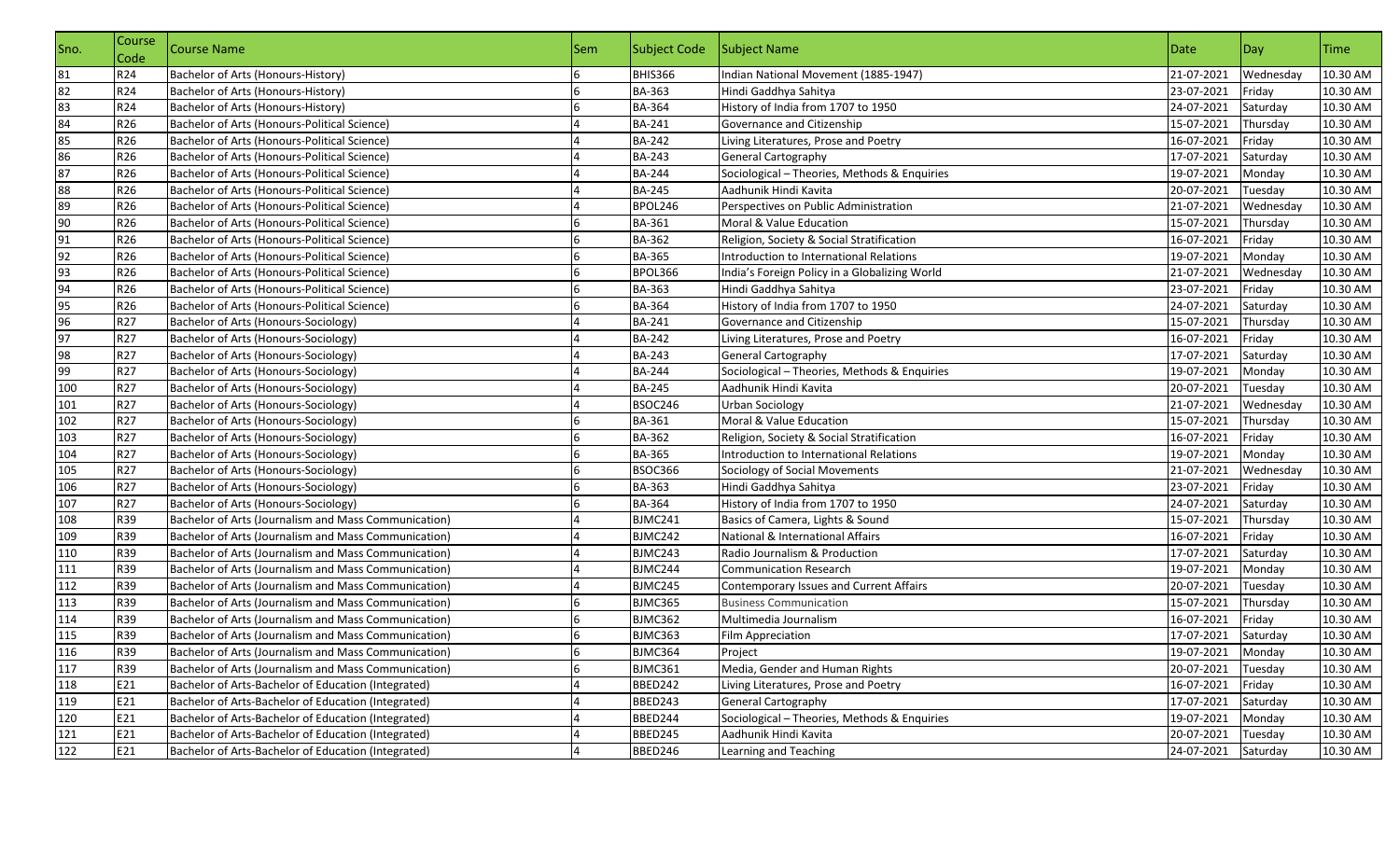| Sno. | Course Code | Course Name | Sem | Subject Code | Subject Name | Date | Day | Time |
|---|---|---|---|---|---|---|---|---|
| 81 | R24 | Bachelor of Arts (Honours-History) | 6 | BHIS366 | Indian National Movement (1885-1947) | 21-07-2021 | Wednesday | 10.30 AM |
| 82 | R24 | Bachelor of Arts (Honours-History) | 6 | BA-363 | Hindi Gaddhya Sahitya | 23-07-2021 | Friday | 10.30 AM |
| 83 | R24 | Bachelor of Arts (Honours-History) | 6 | BA-364 | History of India from 1707 to 1950 | 24-07-2021 | Saturday | 10.30 AM |
| 84 | R26 | Bachelor of Arts (Honours-Political Science) | 4 | BA-241 | Governance and Citizenship | 15-07-2021 | Thursday | 10.30 AM |
| 85 | R26 | Bachelor of Arts (Honours-Political Science) | 4 | BA-242 | Living Literatures, Prose and Poetry | 16-07-2021 | Friday | 10.30 AM |
| 86 | R26 | Bachelor of Arts (Honours-Political Science) | 4 | BA-243 | General Cartography | 17-07-2021 | Saturday | 10.30 AM |
| 87 | R26 | Bachelor of Arts (Honours-Political Science) | 4 | BA-244 | Sociological – Theories, Methods & Enquiries | 19-07-2021 | Monday | 10.30 AM |
| 88 | R26 | Bachelor of Arts (Honours-Political Science) | 4 | BA-245 | Aadhunik Hindi Kavita | 20-07-2021 | Tuesday | 10.30 AM |
| 89 | R26 | Bachelor of Arts (Honours-Political Science) | 4 | BPOL246 | Perspectives on Public Administration | 21-07-2021 | Wednesday | 10.30 AM |
| 90 | R26 | Bachelor of Arts (Honours-Political Science) | 6 | BA-361 | Moral & Value Education | 15-07-2021 | Thursday | 10.30 AM |
| 91 | R26 | Bachelor of Arts (Honours-Political Science) | 6 | BA-362 | Religion, Society & Social Stratification | 16-07-2021 | Friday | 10.30 AM |
| 92 | R26 | Bachelor of Arts (Honours-Political Science) | 6 | BA-365 | Introduction to International Relations | 19-07-2021 | Monday | 10.30 AM |
| 93 | R26 | Bachelor of Arts (Honours-Political Science) | 6 | BPOL366 | India's Foreign Policy in a Globalizing World | 21-07-2021 | Wednesday | 10.30 AM |
| 94 | R26 | Bachelor of Arts (Honours-Political Science) | 6 | BA-363 | Hindi Gaddhya Sahitya | 23-07-2021 | Friday | 10.30 AM |
| 95 | R26 | Bachelor of Arts (Honours-Political Science) | 6 | BA-364 | History of India from 1707 to 1950 | 24-07-2021 | Saturday | 10.30 AM |
| 96 | R27 | Bachelor of Arts (Honours-Sociology) | 4 | BA-241 | Governance and Citizenship | 15-07-2021 | Thursday | 10.30 AM |
| 97 | R27 | Bachelor of Arts (Honours-Sociology) | 4 | BA-242 | Living Literatures, Prose and Poetry | 16-07-2021 | Friday | 10.30 AM |
| 98 | R27 | Bachelor of Arts (Honours-Sociology) | 4 | BA-243 | General Cartography | 17-07-2021 | Saturday | 10.30 AM |
| 99 | R27 | Bachelor of Arts (Honours-Sociology) | 4 | BA-244 | Sociological – Theories, Methods & Enquiries | 19-07-2021 | Monday | 10.30 AM |
| 100 | R27 | Bachelor of Arts (Honours-Sociology) | 4 | BA-245 | Aadhunik Hindi Kavita | 20-07-2021 | Tuesday | 10.30 AM |
| 101 | R27 | Bachelor of Arts (Honours-Sociology) | 4 | BSOC246 | Urban Sociology | 21-07-2021 | Wednesday | 10.30 AM |
| 102 | R27 | Bachelor of Arts (Honours-Sociology) | 6 | BA-361 | Moral & Value Education | 15-07-2021 | Thursday | 10.30 AM |
| 103 | R27 | Bachelor of Arts (Honours-Sociology) | 6 | BA-362 | Religion, Society & Social Stratification | 16-07-2021 | Friday | 10.30 AM |
| 104 | R27 | Bachelor of Arts (Honours-Sociology) | 6 | BA-365 | Introduction to International Relations | 19-07-2021 | Monday | 10.30 AM |
| 105 | R27 | Bachelor of Arts (Honours-Sociology) | 6 | BSOC366 | Sociology of Social Movements | 21-07-2021 | Wednesday | 10.30 AM |
| 106 | R27 | Bachelor of Arts (Honours-Sociology) | 6 | BA-363 | Hindi Gaddhya Sahitya | 23-07-2021 | Friday | 10.30 AM |
| 107 | R27 | Bachelor of Arts (Honours-Sociology) | 6 | BA-364 | History of India from 1707 to 1950 | 24-07-2021 | Saturday | 10.30 AM |
| 108 | R39 | Bachelor of Arts (Journalism and Mass Communication) | 4 | BJMC241 | Basics of Camera, Lights & Sound | 15-07-2021 | Thursday | 10.30 AM |
| 109 | R39 | Bachelor of Arts (Journalism and Mass Communication) | 4 | BJMC242 | National & International Affairs | 16-07-2021 | Friday | 10.30 AM |
| 110 | R39 | Bachelor of Arts (Journalism and Mass Communication) | 4 | BJMC243 | Radio Journalism & Production | 17-07-2021 | Saturday | 10.30 AM |
| 111 | R39 | Bachelor of Arts (Journalism and Mass Communication) | 4 | BJMC244 | Communication Research | 19-07-2021 | Monday | 10.30 AM |
| 112 | R39 | Bachelor of Arts (Journalism and Mass Communication) | 4 | BJMC245 | Contemporary Issues and Current Affairs | 20-07-2021 | Tuesday | 10.30 AM |
| 113 | R39 | Bachelor of Arts (Journalism and Mass Communication) | 6 | BJMC365 | Business Communication | 15-07-2021 | Thursday | 10.30 AM |
| 114 | R39 | Bachelor of Arts (Journalism and Mass Communication) | 6 | BJMC362 | Multimedia Journalism | 16-07-2021 | Friday | 10.30 AM |
| 115 | R39 | Bachelor of Arts (Journalism and Mass Communication) | 6 | BJMC363 | Film Appreciation | 17-07-2021 | Saturday | 10.30 AM |
| 116 | R39 | Bachelor of Arts (Journalism and Mass Communication) | 6 | BJMC364 | Project | 19-07-2021 | Monday | 10.30 AM |
| 117 | R39 | Bachelor of Arts (Journalism and Mass Communication) | 6 | BJMC361 | Media, Gender and Human Rights | 20-07-2021 | Tuesday | 10.30 AM |
| 118 | E21 | Bachelor of Arts-Bachelor of Education (Integrated) | 4 | BBED242 | Living Literatures, Prose and Poetry | 16-07-2021 | Friday | 10.30 AM |
| 119 | E21 | Bachelor of Arts-Bachelor of Education (Integrated) | 4 | BBED243 | General Cartography | 17-07-2021 | Saturday | 10.30 AM |
| 120 | E21 | Bachelor of Arts-Bachelor of Education (Integrated) | 4 | BBED244 | Sociological – Theories, Methods & Enquiries | 19-07-2021 | Monday | 10.30 AM |
| 121 | E21 | Bachelor of Arts-Bachelor of Education (Integrated) | 4 | BBED245 | Aadhunik Hindi Kavita | 20-07-2021 | Tuesday | 10.30 AM |
| 122 | E21 | Bachelor of Arts-Bachelor of Education (Integrated) | 4 | BBED246 | Learning and Teaching | 24-07-2021 | Saturday | 10.30 AM |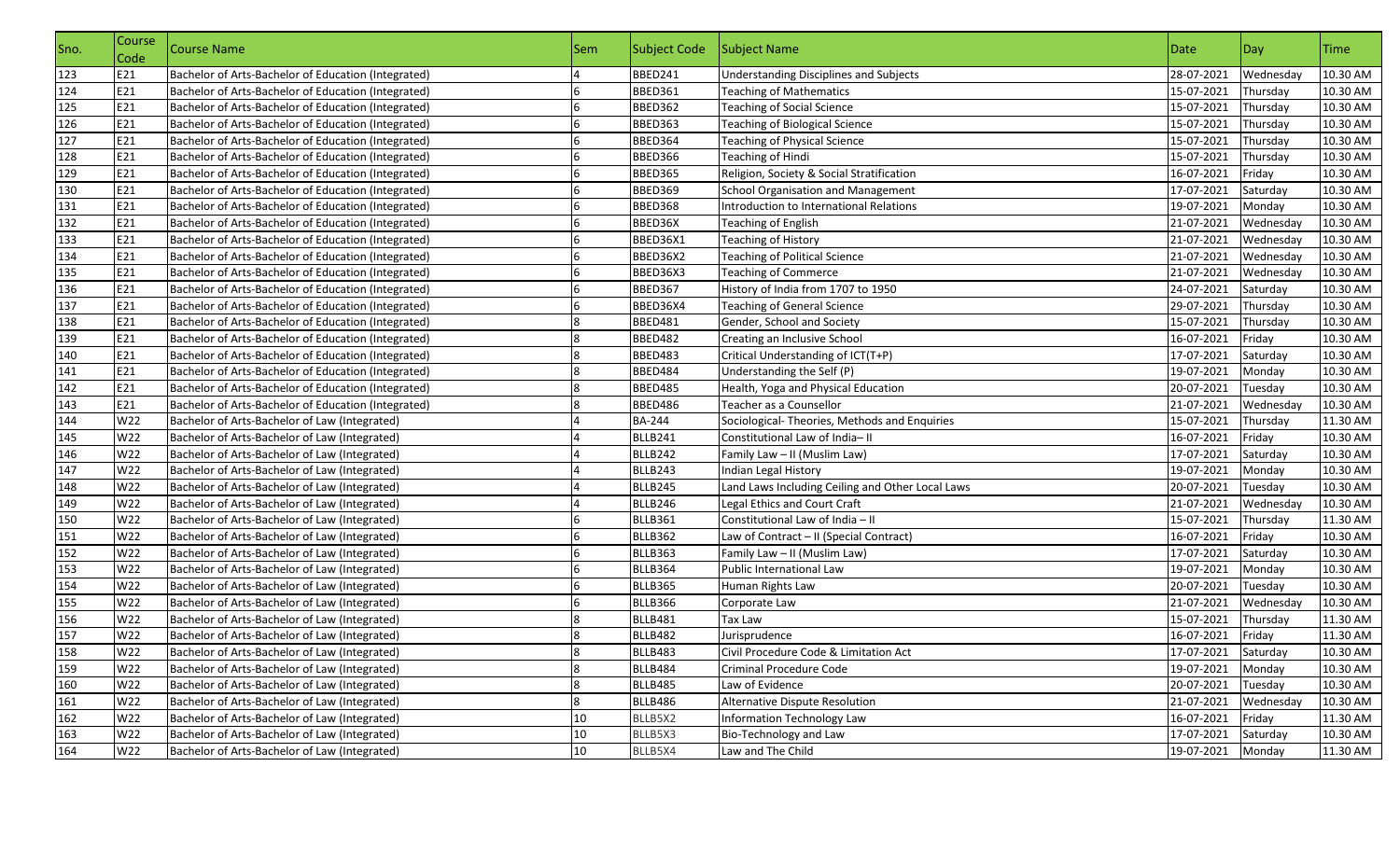| Sno. | Course Code | Course Name | Sem | Subject Code | Subject Name | Date | Day | Time |
|---|---|---|---|---|---|---|---|---|
| 123 | E21 | Bachelor of Arts-Bachelor of Education (Integrated) | 4 | BBED241 | Understanding Disciplines and Subjects | 28-07-2021 | Wednesday | 10.30 AM |
| 124 | E21 | Bachelor of Arts-Bachelor of Education (Integrated) | 6 | BBED361 | Teaching of Mathematics | 15-07-2021 | Thursday | 10.30 AM |
| 125 | E21 | Bachelor of Arts-Bachelor of Education (Integrated) | 6 | BBED362 | Teaching of Social Science | 15-07-2021 | Thursday | 10.30 AM |
| 126 | E21 | Bachelor of Arts-Bachelor of Education (Integrated) | 6 | BBED363 | Teaching of Biological Science | 15-07-2021 | Thursday | 10.30 AM |
| 127 | E21 | Bachelor of Arts-Bachelor of Education (Integrated) | 6 | BBED364 | Teaching of Physical Science | 15-07-2021 | Thursday | 10.30 AM |
| 128 | E21 | Bachelor of Arts-Bachelor of Education (Integrated) | 6 | BBED366 | Teaching of Hindi | 15-07-2021 | Thursday | 10.30 AM |
| 129 | E21 | Bachelor of Arts-Bachelor of Education (Integrated) | 6 | BBED365 | Religion, Society & Social Stratification | 16-07-2021 | Friday | 10.30 AM |
| 130 | E21 | Bachelor of Arts-Bachelor of Education (Integrated) | 6 | BBED369 | School Organisation and Management | 17-07-2021 | Saturday | 10.30 AM |
| 131 | E21 | Bachelor of Arts-Bachelor of Education (Integrated) | 6 | BBED368 | Introduction to International Relations | 19-07-2021 | Monday | 10.30 AM |
| 132 | E21 | Bachelor of Arts-Bachelor of Education (Integrated) | 6 | BBED36X | Teaching of English | 21-07-2021 | Wednesday | 10.30 AM |
| 133 | E21 | Bachelor of Arts-Bachelor of Education (Integrated) | 6 | BBED36X1 | Teaching of History | 21-07-2021 | Wednesday | 10.30 AM |
| 134 | E21 | Bachelor of Arts-Bachelor of Education (Integrated) | 6 | BBED36X2 | Teaching of Political Science | 21-07-2021 | Wednesday | 10.30 AM |
| 135 | E21 | Bachelor of Arts-Bachelor of Education (Integrated) | 6 | BBED36X3 | Teaching of Commerce | 21-07-2021 | Wednesday | 10.30 AM |
| 136 | E21 | Bachelor of Arts-Bachelor of Education (Integrated) | 6 | BBED367 | History of India from 1707 to 1950 | 24-07-2021 | Saturday | 10.30 AM |
| 137 | E21 | Bachelor of Arts-Bachelor of Education (Integrated) | 6 | BBED36X4 | Teaching of General Science | 29-07-2021 | Thursday | 10.30 AM |
| 138 | E21 | Bachelor of Arts-Bachelor of Education (Integrated) | 8 | BBED481 | Gender, School and Society | 15-07-2021 | Thursday | 10.30 AM |
| 139 | E21 | Bachelor of Arts-Bachelor of Education (Integrated) | 8 | BBED482 | Creating an Inclusive School | 16-07-2021 | Friday | 10.30 AM |
| 140 | E21 | Bachelor of Arts-Bachelor of Education (Integrated) | 8 | BBED483 | Critical Understanding of ICT(T+P) | 17-07-2021 | Saturday | 10.30 AM |
| 141 | E21 | Bachelor of Arts-Bachelor of Education (Integrated) | 8 | BBED484 | Understanding the Self (P) | 19-07-2021 | Monday | 10.30 AM |
| 142 | E21 | Bachelor of Arts-Bachelor of Education (Integrated) | 8 | BBED485 | Health, Yoga and Physical Education | 20-07-2021 | Tuesday | 10.30 AM |
| 143 | E21 | Bachelor of Arts-Bachelor of Education (Integrated) | 8 | BBED486 | Teacher as a Counsellor | 21-07-2021 | Wednesday | 10.30 AM |
| 144 | W22 | Bachelor of Arts-Bachelor of Law (Integrated) | 4 | BA-244 | Sociological- Theories, Methods and Enquiries | 15-07-2021 | Thursday | 11.30 AM |
| 145 | W22 | Bachelor of Arts-Bachelor of Law (Integrated) | 4 | BLLB241 | Constitutional Law of India– II | 16-07-2021 | Friday | 10.30 AM |
| 146 | W22 | Bachelor of Arts-Bachelor of Law (Integrated) | 4 | BLLB242 | Family Law – II (Muslim Law) | 17-07-2021 | Saturday | 10.30 AM |
| 147 | W22 | Bachelor of Arts-Bachelor of Law (Integrated) | 4 | BLLB243 | Indian Legal History | 19-07-2021 | Monday | 10.30 AM |
| 148 | W22 | Bachelor of Arts-Bachelor of Law (Integrated) | 4 | BLLB245 | Land Laws Including Ceiling and Other Local Laws | 20-07-2021 | Tuesday | 10.30 AM |
| 149 | W22 | Bachelor of Arts-Bachelor of Law (Integrated) | 4 | BLLB246 | Legal Ethics and Court Craft | 21-07-2021 | Wednesday | 10.30 AM |
| 150 | W22 | Bachelor of Arts-Bachelor of Law (Integrated) | 6 | BLLB361 | Constitutional Law of India – II | 15-07-2021 | Thursday | 11.30 AM |
| 151 | W22 | Bachelor of Arts-Bachelor of Law (Integrated) | 6 | BLLB362 | Law of Contract – II (Special Contract) | 16-07-2021 | Friday | 10.30 AM |
| 152 | W22 | Bachelor of Arts-Bachelor of Law (Integrated) | 6 | BLLB363 | Family Law – II (Muslim Law) | 17-07-2021 | Saturday | 10.30 AM |
| 153 | W22 | Bachelor of Arts-Bachelor of Law (Integrated) | 6 | BLLB364 | Public International Law | 19-07-2021 | Monday | 10.30 AM |
| 154 | W22 | Bachelor of Arts-Bachelor of Law (Integrated) | 6 | BLLB365 | Human Rights Law | 20-07-2021 | Tuesday | 10.30 AM |
| 155 | W22 | Bachelor of Arts-Bachelor of Law (Integrated) | 6 | BLLB366 | Corporate Law | 21-07-2021 | Wednesday | 10.30 AM |
| 156 | W22 | Bachelor of Arts-Bachelor of Law (Integrated) | 8 | BLLB481 | Tax Law | 15-07-2021 | Thursday | 11.30 AM |
| 157 | W22 | Bachelor of Arts-Bachelor of Law (Integrated) | 8 | BLLB482 | Jurisprudence | 16-07-2021 | Friday | 11.30 AM |
| 158 | W22 | Bachelor of Arts-Bachelor of Law (Integrated) | 8 | BLLB483 | Civil Procedure Code & Limitation Act | 17-07-2021 | Saturday | 10.30 AM |
| 159 | W22 | Bachelor of Arts-Bachelor of Law (Integrated) | 8 | BLLB484 | Criminal Procedure Code | 19-07-2021 | Monday | 10.30 AM |
| 160 | W22 | Bachelor of Arts-Bachelor of Law (Integrated) | 8 | BLLB485 | Law of Evidence | 20-07-2021 | Tuesday | 10.30 AM |
| 161 | W22 | Bachelor of Arts-Bachelor of Law (Integrated) | 8 | BLLB486 | Alternative Dispute Resolution | 21-07-2021 | Wednesday | 10.30 AM |
| 162 | W22 | Bachelor of Arts-Bachelor of Law (Integrated) | 10 | BLLB5X2 | Information Technology Law | 16-07-2021 | Friday | 11.30 AM |
| 163 | W22 | Bachelor of Arts-Bachelor of Law (Integrated) | 10 | BLLB5X3 | Bio-Technology and Law | 17-07-2021 | Saturday | 10.30 AM |
| 164 | W22 | Bachelor of Arts-Bachelor of Law (Integrated) | 10 | BLLB5X4 | Law and The Child | 19-07-2021 | Monday | 11.30 AM |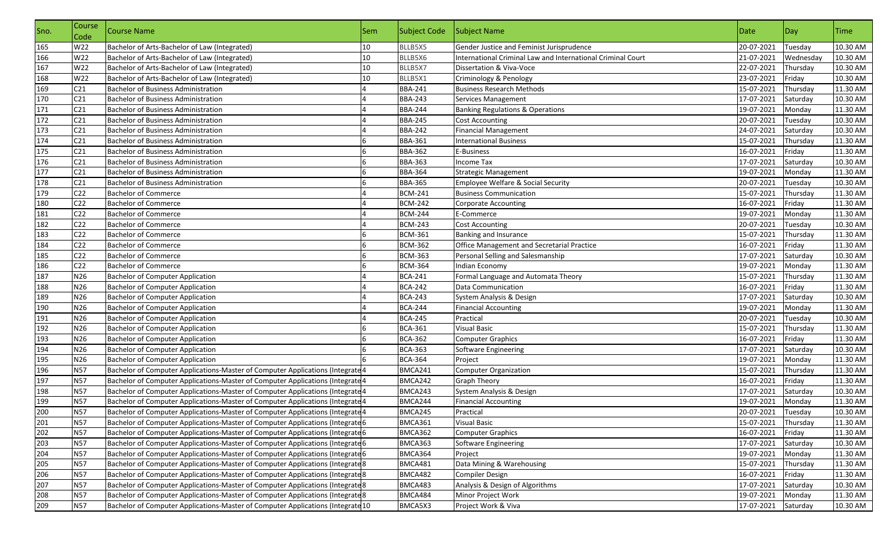| Sno. | Course Code | Course Name | Sem | Subject Code | Subject Name | Date | Day | Time |
|---|---|---|---|---|---|---|---|---|
| 165 | W22 | Bachelor of Arts-Bachelor of Law (Integrated) | 10 | BLLB5X5 | Gender Justice and Feminist Jurisprudence | 20-07-2021 | Tuesday | 10.30 AM |
| 166 | W22 | Bachelor of Arts-Bachelor of Law (Integrated) | 10 | BLLB5X6 | International Criminal Law and International Criminal Court | 21-07-2021 | Wednesday | 10.30 AM |
| 167 | W22 | Bachelor of Arts-Bachelor of Law (Integrated) | 10 | BLLB5X7 | Dissertation & Viva-Voce | 22-07-2021 | Thursday | 10.30 AM |
| 168 | W22 | Bachelor of Arts-Bachelor of Law (Integrated) | 10 | BLLB5X1 | Criminology & Penology | 23-07-2021 | Friday | 10.30 AM |
| 169 | C21 | Bachelor of Business Administration | 4 | BBA-241 | Business Research Methods | 15-07-2021 | Thursday | 11.30 AM |
| 170 | C21 | Bachelor of Business Administration | 4 | BBA-243 | Services Management | 17-07-2021 | Saturday | 10.30 AM |
| 171 | C21 | Bachelor of Business Administration | 4 | BBA-244 | Banking Regulations & Operations | 19-07-2021 | Monday | 11.30 AM |
| 172 | C21 | Bachelor of Business Administration | 4 | BBA-245 | Cost Accounting | 20-07-2021 | Tuesday | 10.30 AM |
| 173 | C21 | Bachelor of Business Administration | 4 | BBA-242 | Financial Management | 24-07-2021 | Saturday | 10.30 AM |
| 174 | C21 | Bachelor of Business Administration | 6 | BBA-361 | International Business | 15-07-2021 | Thursday | 11.30 AM |
| 175 | C21 | Bachelor of Business Administration | 6 | BBA-362 | E-Business | 16-07-2021 | Friday | 11.30 AM |
| 176 | C21 | Bachelor of Business Administration | 6 | BBA-363 | Income Tax | 17-07-2021 | Saturday | 10.30 AM |
| 177 | C21 | Bachelor of Business Administration | 6 | BBA-364 | Strategic Management | 19-07-2021 | Monday | 11.30 AM |
| 178 | C21 | Bachelor of Business Administration | 6 | BBA-365 | Employee Welfare & Social Security | 20-07-2021 | Tuesday | 10.30 AM |
| 179 | C22 | Bachelor of Commerce | 4 | BCM-241 | Business Communication | 15-07-2021 | Thursday | 11.30 AM |
| 180 | C22 | Bachelor of Commerce | 4 | BCM-242 | Corporate Accounting | 16-07-2021 | Friday | 11.30 AM |
| 181 | C22 | Bachelor of Commerce | 4 | BCM-244 | E-Commerce | 19-07-2021 | Monday | 11.30 AM |
| 182 | C22 | Bachelor of Commerce | 4 | BCM-243 | Cost Accounting | 20-07-2021 | Tuesday | 10.30 AM |
| 183 | C22 | Bachelor of Commerce | 6 | BCM-361 | Banking and Insurance | 15-07-2021 | Thursday | 11.30 AM |
| 184 | C22 | Bachelor of Commerce | 6 | BCM-362 | Office Management and Secretarial Practice | 16-07-2021 | Friday | 11.30 AM |
| 185 | C22 | Bachelor of Commerce | 6 | BCM-363 | Personal Selling and Salesmanship | 17-07-2021 | Saturday | 10.30 AM |
| 186 | C22 | Bachelor of Commerce | 6 | BCM-364 | Indian Economy | 19-07-2021 | Monday | 11.30 AM |
| 187 | N26 | Bachelor of Computer Application | 4 | BCA-241 | Formal Language and Automata Theory | 15-07-2021 | Thursday | 11.30 AM |
| 188 | N26 | Bachelor of Computer Application | 4 | BCA-242 | Data Communication | 16-07-2021 | Friday | 11.30 AM |
| 189 | N26 | Bachelor of Computer Application | 4 | BCA-243 | System Analysis & Design | 17-07-2021 | Saturday | 10.30 AM |
| 190 | N26 | Bachelor of Computer Application | 4 | BCA-244 | Financial Accounting | 19-07-2021 | Monday | 11.30 AM |
| 191 | N26 | Bachelor of Computer Application | 4 | BCA-245 | Practical | 20-07-2021 | Tuesday | 10.30 AM |
| 192 | N26 | Bachelor of Computer Application | 6 | BCA-361 | Visual Basic | 15-07-2021 | Thursday | 11.30 AM |
| 193 | N26 | Bachelor of Computer Application | 6 | BCA-362 | Computer Graphics | 16-07-2021 | Friday | 11.30 AM |
| 194 | N26 | Bachelor of Computer Application | 6 | BCA-363 | Software Engineering | 17-07-2021 | Saturday | 10.30 AM |
| 195 | N26 | Bachelor of Computer Application | 6 | BCA-364 | Project | 19-07-2021 | Monday | 11.30 AM |
| 196 | N57 | Bachelor of Computer Applications-Master of Computer Applications (Integrate | 4 | BMCA241 | Computer Organization | 15-07-2021 | Thursday | 11.30 AM |
| 197 | N57 | Bachelor of Computer Applications-Master of Computer Applications (Integrate | 4 | BMCA242 | Graph Theory | 16-07-2021 | Friday | 11.30 AM |
| 198 | N57 | Bachelor of Computer Applications-Master of Computer Applications (Integrate | 4 | BMCA243 | System Analysis & Design | 17-07-2021 | Saturday | 10.30 AM |
| 199 | N57 | Bachelor of Computer Applications-Master of Computer Applications (Integrate | 4 | BMCA244 | Financial Accounting | 19-07-2021 | Monday | 11.30 AM |
| 200 | N57 | Bachelor of Computer Applications-Master of Computer Applications (Integrate | 4 | BMCA245 | Practical | 20-07-2021 | Tuesday | 10.30 AM |
| 201 | N57 | Bachelor of Computer Applications-Master of Computer Applications (Integrate | 6 | BMCA361 | Visual Basic | 15-07-2021 | Thursday | 11.30 AM |
| 202 | N57 | Bachelor of Computer Applications-Master of Computer Applications (Integrate | 6 | BMCA362 | Computer Graphics | 16-07-2021 | Friday | 11.30 AM |
| 203 | N57 | Bachelor of Computer Applications-Master of Computer Applications (Integrate | 6 | BMCA363 | Software Engineering | 17-07-2021 | Saturday | 10.30 AM |
| 204 | N57 | Bachelor of Computer Applications-Master of Computer Applications (Integrate | 6 | BMCA364 | Project | 19-07-2021 | Monday | 11.30 AM |
| 205 | N57 | Bachelor of Computer Applications-Master of Computer Applications (Integrate | 8 | BMCA481 | Data Mining & Warehousing | 15-07-2021 | Thursday | 11.30 AM |
| 206 | N57 | Bachelor of Computer Applications-Master of Computer Applications (Integrate | 8 | BMCA482 | Compiler Design | 16-07-2021 | Friday | 11.30 AM |
| 207 | N57 | Bachelor of Computer Applications-Master of Computer Applications (Integrate | 8 | BMCA483 | Analysis & Design of Algorithms | 17-07-2021 | Saturday | 10.30 AM |
| 208 | N57 | Bachelor of Computer Applications-Master of Computer Applications (Integrate | 8 | BMCA484 | Minor Project Work | 19-07-2021 | Monday | 11.30 AM |
| 209 | N57 | Bachelor of Computer Applications-Master of Computer Applications (Integrate | 10 | BMCA5X3 | Project Work & Viva | 17-07-2021 | Saturday | 10.30 AM |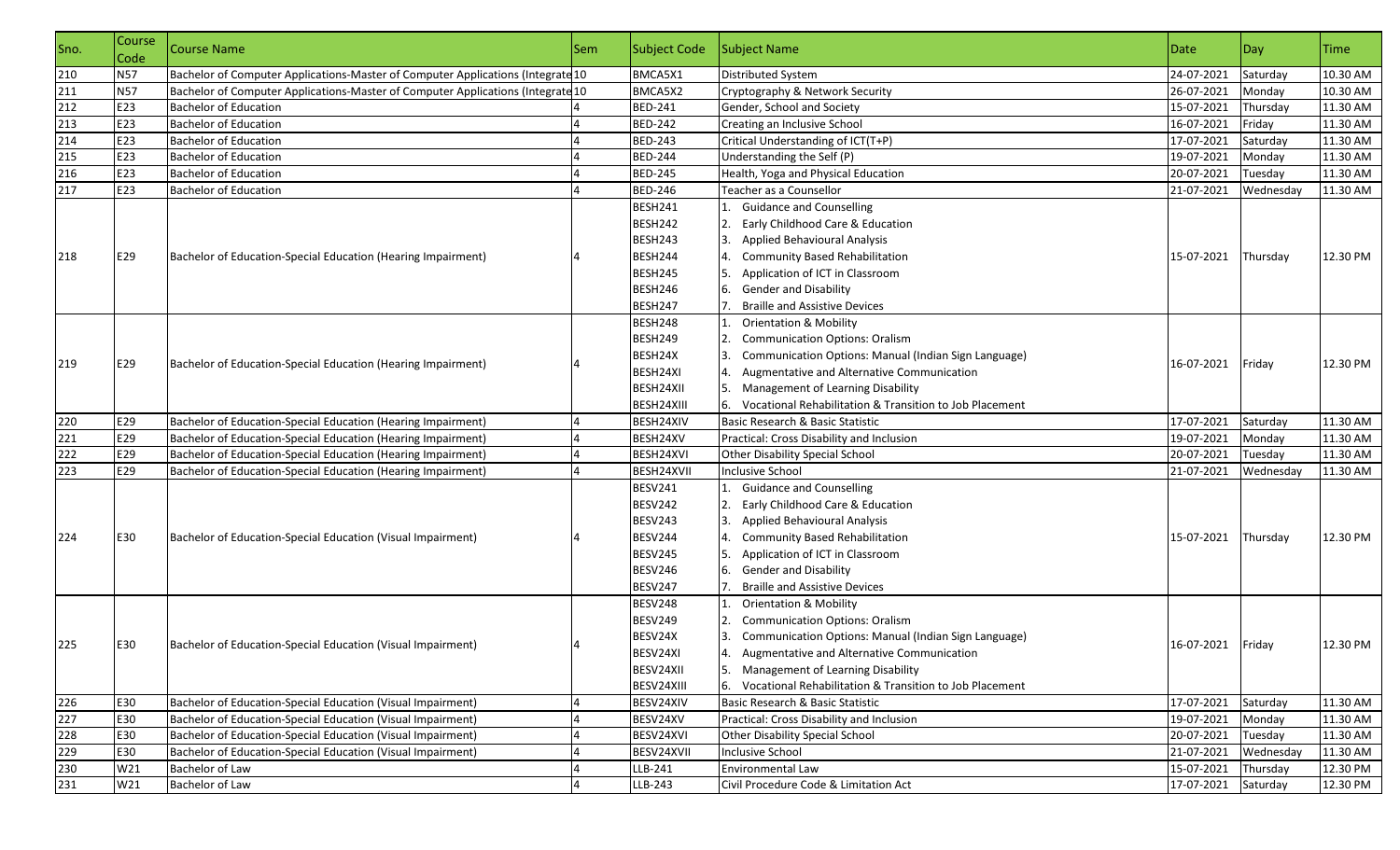| Sno. | Course Code | Course Name | Sem | Subject Code | Subject Name | Date | Day | Time |
|---|---|---|---|---|---|---|---|---|
| 210 | N57 | Bachelor of Computer Applications-Master of Computer Applications (Integrate | 10 | BMCA5X1 | Distributed System | 24-07-2021 | Saturday | 10.30 AM |
| 211 | N57 | Bachelor of Computer Applications-Master of Computer Applications (Integrate | 10 | BMCA5X2 | Cryptography & Network Security | 26-07-2021 | Monday | 10.30 AM |
| 212 | E23 | Bachelor of Education | 4 | BED-241 | Gender, School and Society | 15-07-2021 | Thursday | 11.30 AM |
| 213 | E23 | Bachelor of Education | 4 | BED-242 | Creating an Inclusive School | 16-07-2021 | Friday | 11.30 AM |
| 214 | E23 | Bachelor of Education | 4 | BED-243 | Critical Understanding of ICT(T+P) | 17-07-2021 | Saturday | 11.30 AM |
| 215 | E23 | Bachelor of Education | 4 | BED-244 | Understanding the Self (P) | 19-07-2021 | Monday | 11.30 AM |
| 216 | E23 | Bachelor of Education | 4 | BED-245 | Health, Yoga and Physical Education | 20-07-2021 | Tuesday | 11.30 AM |
| 217 | E23 | Bachelor of Education | 4 | BED-246 | Teacher as a Counsellor | 21-07-2021 | Wednesday | 11.30 AM |
| 218 | E29 | Bachelor of Education-Special Education (Hearing Impairment) | 4 | BESH241<br>BESH242<br>BESH243<br>BESH244<br>BESH245<br>BESH246<br>BESH247 | 1. Guidance and Counselling<br>2. Early Childhood Care & Education<br>3. Applied Behavioural Analysis<br>4. Community Based Rehabilitation<br>5. Application of ICT in Classroom<br>6. Gender and Disability<br>7. Braille and Assistive Devices | 15-07-2021 | Thursday | 12.30 PM |
| 219 | E29 | Bachelor of Education-Special Education (Hearing Impairment) | 4 | BESH248<br>BESH249<br>BESH24X<br>BESH24XI<br>BESH24XII<br>BESH24XIII | 1. Orientation & Mobility<br>2. Communication Options: Oralism<br>3. Communication Options: Manual (Indian Sign Language)<br>4. Augmentative and Alternative Communication<br>5. Management of Learning Disability<br>6. Vocational Rehabilitation & Transition to Job Placement | 16-07-2021 | Friday | 12.30 PM |
| 220 | E29 | Bachelor of Education-Special Education (Hearing Impairment) | 4 | BESH24XIV | Basic Research & Basic Statistic | 17-07-2021 | Saturday | 11.30 AM |
| 221 | E29 | Bachelor of Education-Special Education (Hearing Impairment) | 4 | BESH24XV | Practical: Cross Disability and Inclusion | 19-07-2021 | Monday | 11.30 AM |
| 222 | E29 | Bachelor of Education-Special Education (Hearing Impairment) | 4 | BESH24XVI | Other Disability Special School | 20-07-2021 | Tuesday | 11.30 AM |
| 223 | E29 | Bachelor of Education-Special Education (Hearing Impairment) | 4 | BESH24XVII | Inclusive School | 21-07-2021 | Wednesday | 11.30 AM |
| 224 | E30 | Bachelor of Education-Special Education (Visual Impairment) | 4 | BESV241<br>BESV242<br>BESV243<br>BESV244<br>BESV245<br>BESV246<br>BESV247 | 1. Guidance and Counselling<br>2. Early Childhood Care & Education<br>3. Applied Behavioural Analysis<br>4. Community Based Rehabilitation<br>5. Application of ICT in Classroom<br>6. Gender and Disability<br>7. Braille and Assistive Devices | 15-07-2021 | Thursday | 12.30 PM |
| 225 | E30 | Bachelor of Education-Special Education (Visual Impairment) | 4 | BESV248<br>BESV249<br>BESV24X<br>BESV24XI<br>BESV24XII<br>BESV24XIII | 1. Orientation & Mobility<br>2. Communication Options: Oralism<br>3. Communication Options: Manual (Indian Sign Language)<br>4. Augmentative and Alternative Communication<br>5. Management of Learning Disability<br>6. Vocational Rehabilitation & Transition to Job Placement | 16-07-2021 | Friday | 12.30 PM |
| 226 | E30 | Bachelor of Education-Special Education (Visual Impairment) | 4 | BESV24XIV | Basic Research & Basic Statistic | 17-07-2021 | Saturday | 11.30 AM |
| 227 | E30 | Bachelor of Education-Special Education (Visual Impairment) | 4 | BESV24XV | Practical: Cross Disability and Inclusion | 19-07-2021 | Monday | 11.30 AM |
| 228 | E30 | Bachelor of Education-Special Education (Visual Impairment) | 4 | BESV24XVI | Other Disability Special School | 20-07-2021 | Tuesday | 11.30 AM |
| 229 | E30 | Bachelor of Education-Special Education (Visual Impairment) | 4 | BESV24XVII | Inclusive School | 21-07-2021 | Wednesday | 11.30 AM |
| 230 | W21 | Bachelor of Law | 4 | LLB-241 | Environmental Law | 15-07-2021 | Thursday | 12.30 PM |
| 231 | W21 | Bachelor of Law | 4 | LLB-243 | Civil Procedure Code & Limitation Act | 17-07-2021 | Saturday | 12.30 PM |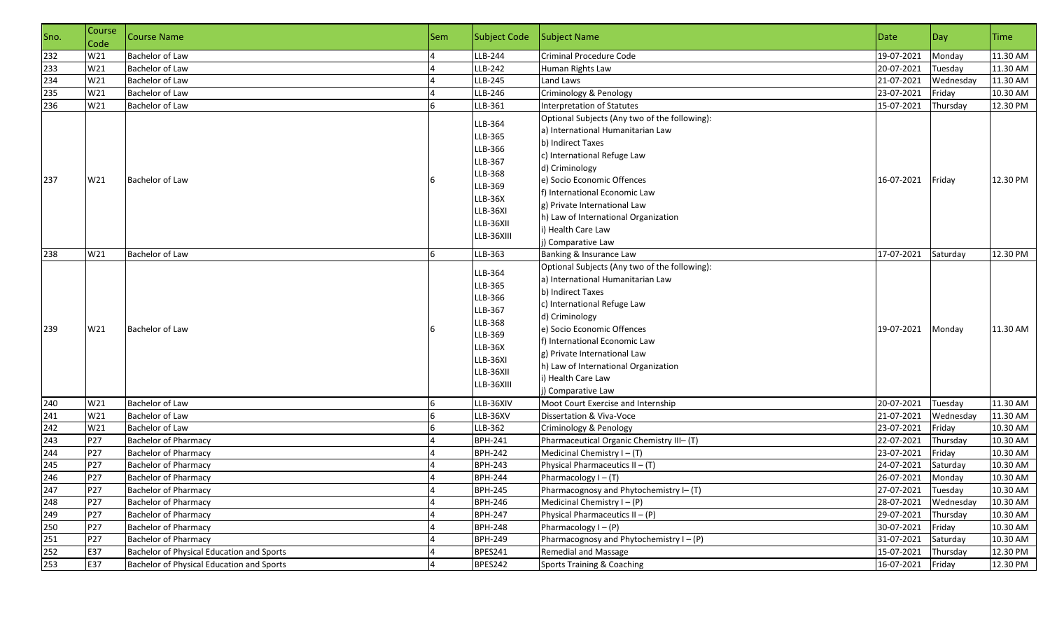| Sno. | Course Code | Course Name | Sem | Subject Code | Subject Name | Date | Day | Time |
| --- | --- | --- | --- | --- | --- | --- | --- | --- |
| 232 | W21 | Bachelor of Law | 4 | LLB-244 | Criminal Procedure Code | 19-07-2021 | Monday | 11.30 AM |
| 233 | W21 | Bachelor of Law | 4 | LLB-242 | Human Rights Law | 20-07-2021 | Tuesday | 11.30 AM |
| 234 | W21 | Bachelor of Law | 4 | LLB-245 | Land Laws | 21-07-2021 | Wednesday | 11.30 AM |
| 235 | W21 | Bachelor of Law | 4 | LLB-246 | Criminology & Penology | 23-07-2021 | Friday | 10.30 AM |
| 236 | W21 | Bachelor of Law | 6 | LLB-361 | Interpretation of Statutes | 15-07-2021 | Thursday | 12.30 PM |
| 237 | W21 | Bachelor of Law | 6 | LLB-364<br>LLB-365<br>LLB-366<br>LLB-367<br>LLB-368<br>LLB-369<br>LLB-36X<br>LLB-36XI<br>LLB-36XII<br>LLB-36XIII | Optional Subjects (Any two of the following):<br>a) International Humanitarian Law<br>b) Indirect Taxes<br>c) International Refuge Law<br>d) Criminology<br>e) Socio Economic Offences<br>f) International Economic Law<br>g) Private International Law<br>h) Law of International Organization<br>i) Health Care Law<br>j) Comparative Law | 16-07-2021 | Friday | 12.30 PM |
| 238 | W21 | Bachelor of Law | 6 | LLB-363 | Banking & Insurance Law | 17-07-2021 | Saturday | 12.30 PM |
| 239 | W21 | Bachelor of Law | 6 | LLB-364<br>LLB-365<br>LLB-366<br>LLB-367<br>LLB-368<br>LLB-369<br>LLB-36X<br>LLB-36XI<br>LLB-36XII<br>LLB-36XIII | Optional Subjects (Any two of the following):<br>a) International Humanitarian Law<br>b) Indirect Taxes<br>c) International Refuge Law<br>d) Criminology<br>e) Socio Economic Offences<br>f) International Economic Law<br>g) Private International Law<br>h) Law of International Organization<br>i) Health Care Law<br>j) Comparative Law | 19-07-2021 | Monday | 11.30 AM |
| 240 | W21 | Bachelor of Law | 6 | LLB-36XIV | Moot Court Exercise and Internship | 20-07-2021 | Tuesday | 11.30 AM |
| 241 | W21 | Bachelor of Law | 6 | LLB-36XV | Dissertation & Viva-Voce | 21-07-2021 | Wednesday | 11.30 AM |
| 242 | W21 | Bachelor of Law | 6 | LLB-362 | Criminology & Penology | 23-07-2021 | Friday | 10.30 AM |
| 243 | P27 | Bachelor of Pharmacy | 4 | BPH-241 | Pharmaceutical Organic Chemistry III– (T) | 22-07-2021 | Thursday | 10.30 AM |
| 244 | P27 | Bachelor of Pharmacy | 4 | BPH-242 | Medicinal Chemistry I – (T) | 23-07-2021 | Friday | 10.30 AM |
| 245 | P27 | Bachelor of Pharmacy | 4 | BPH-243 | Physical Pharmaceutics II – (T) | 24-07-2021 | Saturday | 10.30 AM |
| 246 | P27 | Bachelor of Pharmacy | 4 | BPH-244 | Pharmacology I – (T) | 26-07-2021 | Monday | 10.30 AM |
| 247 | P27 | Bachelor of Pharmacy | 4 | BPH-245 | Pharmacognosy and Phytochemistry I– (T) | 27-07-2021 | Tuesday | 10.30 AM |
| 248 | P27 | Bachelor of Pharmacy | 4 | BPH-246 | Medicinal Chemistry I – (P) | 28-07-2021 | Wednesday | 10.30 AM |
| 249 | P27 | Bachelor of Pharmacy | 4 | BPH-247 | Physical Pharmaceutics II – (P) | 29-07-2021 | Thursday | 10.30 AM |
| 250 | P27 | Bachelor of Pharmacy | 4 | BPH-248 | Pharmacology I – (P) | 30-07-2021 | Friday | 10.30 AM |
| 251 | P27 | Bachelor of Pharmacy | 4 | BPH-249 | Pharmacognosy and Phytochemistry I – (P) | 31-07-2021 | Saturday | 10.30 AM |
| 252 | E37 | Bachelor of Physical Education and Sports | 4 | BPES241 | Remedial and Massage | 15-07-2021 | Thursday | 12.30 PM |
| 253 | E37 | Bachelor of Physical Education and Sports | 4 | BPES242 | Sports Training & Coaching | 16-07-2021 | Friday | 12.30 PM |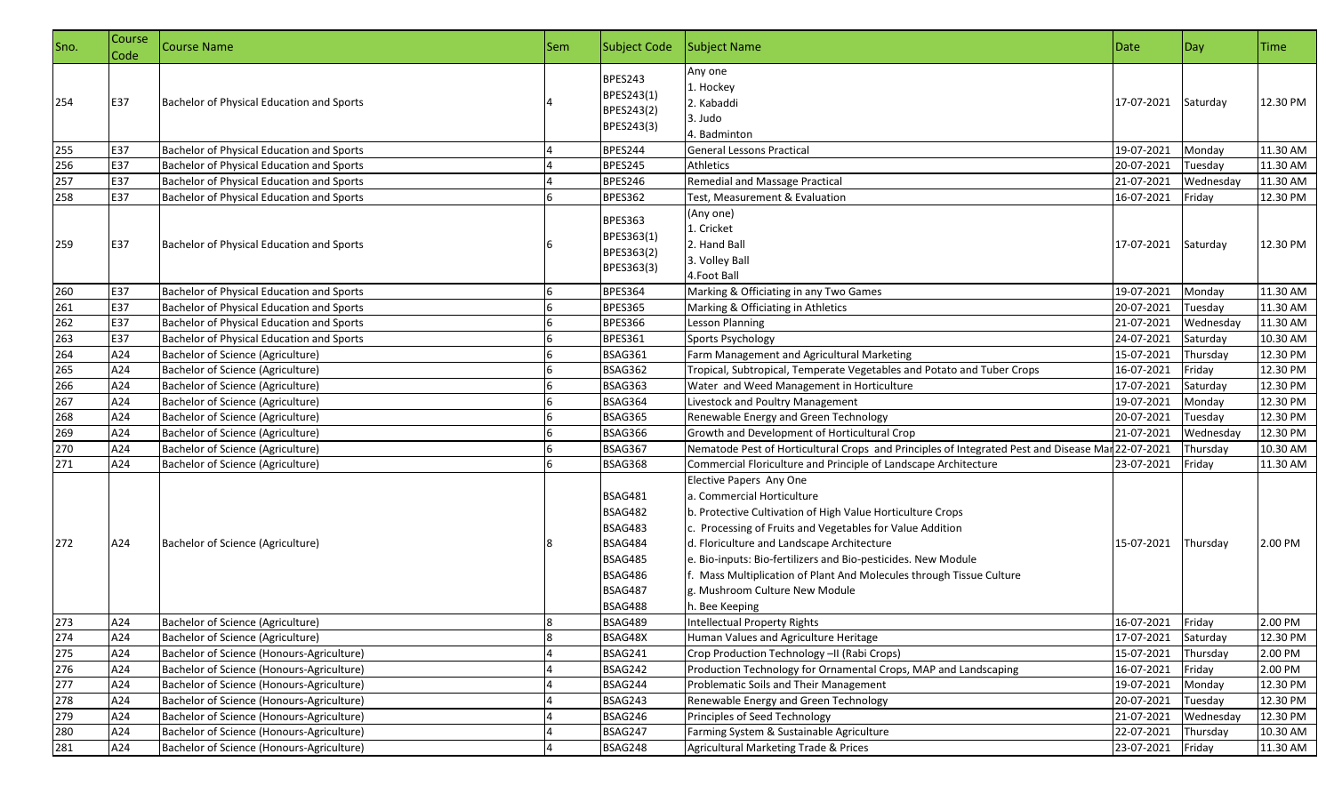| Sno. | Course Code | Course Name | Sem | Subject Code | Subject Name | Date | Day | Time |
|---|---|---|---|---|---|---|---|---|
| 254 | E37 | Bachelor of Physical Education and Sports | 4 | BPES243<br>BPES243(1)<br>BPES243(2)<br>BPES243(3) | Any one<br>1. Hockey<br>2. Kabaddi<br>3. Judo<br>4. Badminton | 17-07-2021 | Saturday | 12.30 PM |
| 255 | E37 | Bachelor of Physical Education and Sports | 4 | BPES244 | General Lessons Practical | 19-07-2021 | Monday | 11.30 AM |
| 256 | E37 | Bachelor of Physical Education and Sports | 4 | BPES245 | Athletics | 20-07-2021 | Tuesday | 11.30 AM |
| 257 | E37 | Bachelor of Physical Education and Sports | 4 | BPES246 | Remedial and Massage Practical | 21-07-2021 | Wednesday | 11.30 AM |
| 258 | E37 | Bachelor of Physical Education and Sports | 6 | BPES362 | Test, Measurement & Evaluation | 16-07-2021 | Friday | 12.30 PM |
| 259 | E37 | Bachelor of Physical Education and Sports | 6 | BPES363<br>BPES363(1)<br>BPES363(2)<br>BPES363(3) | (Any one)<br>1. Cricket<br>2. Hand Ball<br>3. Volley Ball<br>4.Foot Ball | 17-07-2021 | Saturday | 12.30 PM |
| 260 | E37 | Bachelor of Physical Education and Sports | 6 | BPES364 | Marking & Officiating in any Two Games | 19-07-2021 | Monday | 11.30 AM |
| 261 | E37 | Bachelor of Physical Education and Sports | 6 | BPES365 | Marking & Officiating in Athletics | 20-07-2021 | Tuesday | 11.30 AM |
| 262 | E37 | Bachelor of Physical Education and Sports | 6 | BPES366 | Lesson Planning | 21-07-2021 | Wednesday | 11.30 AM |
| 263 | E37 | Bachelor of Physical Education and Sports | 6 | BPES361 | Sports Psychology | 24-07-2021 | Saturday | 10.30 AM |
| 264 | A24 | Bachelor of Science (Agriculture) | 6 | BSAG361 | Farm Management and Agricultural Marketing | 15-07-2021 | Thursday | 12.30 PM |
| 265 | A24 | Bachelor of Science (Agriculture) | 6 | BSAG362 | Tropical, Subtropical, Temperate Vegetables and Potato and Tuber Crops | 16-07-2021 | Friday | 12.30 PM |
| 266 | A24 | Bachelor of Science (Agriculture) | 6 | BSAG363 | Water and Weed Management in Horticulture | 17-07-2021 | Saturday | 12.30 PM |
| 267 | A24 | Bachelor of Science (Agriculture) | 6 | BSAG364 | Livestock and Poultry Management | 19-07-2021 | Monday | 12.30 PM |
| 268 | A24 | Bachelor of Science (Agriculture) | 6 | BSAG365 | Renewable Energy and Green Technology | 20-07-2021 | Tuesday | 12.30 PM |
| 269 | A24 | Bachelor of Science (Agriculture) | 6 | BSAG366 | Growth and Development of Horticultural Crop | 21-07-2021 | Wednesday | 12.30 PM |
| 270 | A24 | Bachelor of Science (Agriculture) | 6 | BSAG367 | Nematode Pest of Horticultural Crops and Principles of Integrated Pest and Disease Mar | 22-07-2021 | Thursday | 10.30 AM |
| 271 | A24 | Bachelor of Science (Agriculture) | 6 | BSAG368 | Commercial Floriculture and Principle of Landscape Architecture | 23-07-2021 | Friday | 11.30 AM |
| 272 | A24 | Bachelor of Science (Agriculture) | 8 | BSAG481<br>BSAG482<br>BSAG483<br>BSAG484<br>BSAG485<br>BSAG486<br>BSAG487<br>BSAG488 | Elective Papers Any One<br>a. Commercial Horticulture<br>b. Protective Cultivation of High Value Horticulture Crops<br>c. Processing of Fruits and Vegetables for Value Addition<br>d. Floriculture and Landscape Architecture<br>e. Bio-inputs: Bio-fertilizers and Bio-pesticides. New Module<br>f. Mass Multiplication of Plant And Molecules through Tissue Culture<br>g. Mushroom Culture New Module<br>h. Bee Keeping | 15-07-2021 | Thursday | 2.00 PM |
| 273 | A24 | Bachelor of Science (Agriculture) | 8 | BSAG489 | Intellectual Property Rights | 16-07-2021 | Friday | 2.00 PM |
| 274 | A24 | Bachelor of Science (Agriculture) | 8 | BSAG48X | Human Values and Agriculture Heritage | 17-07-2021 | Saturday | 12.30 PM |
| 275 | A24 | Bachelor of Science (Honours-Agriculture) | 4 | BSAG241 | Crop Production Technology –II (Rabi Crops) | 15-07-2021 | Thursday | 2.00 PM |
| 276 | A24 | Bachelor of Science (Honours-Agriculture) | 4 | BSAG242 | Production Technology for Ornamental Crops, MAP and Landscaping | 16-07-2021 | Friday | 2.00 PM |
| 277 | A24 | Bachelor of Science (Honours-Agriculture) | 4 | BSAG244 | Problematic Soils and Their Management | 19-07-2021 | Monday | 12.30 PM |
| 278 | A24 | Bachelor of Science (Honours-Agriculture) | 4 | BSAG243 | Renewable Energy and Green Technology | 20-07-2021 | Tuesday | 12.30 PM |
| 279 | A24 | Bachelor of Science (Honours-Agriculture) | 4 | BSAG246 | Principles of Seed Technology | 21-07-2021 | Wednesday | 12.30 PM |
| 280 | A24 | Bachelor of Science (Honours-Agriculture) | 4 | BSAG247 | Farming System & Sustainable Agriculture | 22-07-2021 | Thursday | 10.30 AM |
| 281 | A24 | Bachelor of Science (Honours-Agriculture) | 4 | BSAG248 | Agricultural Marketing Trade & Prices | 23-07-2021 | Friday | 11.30 AM |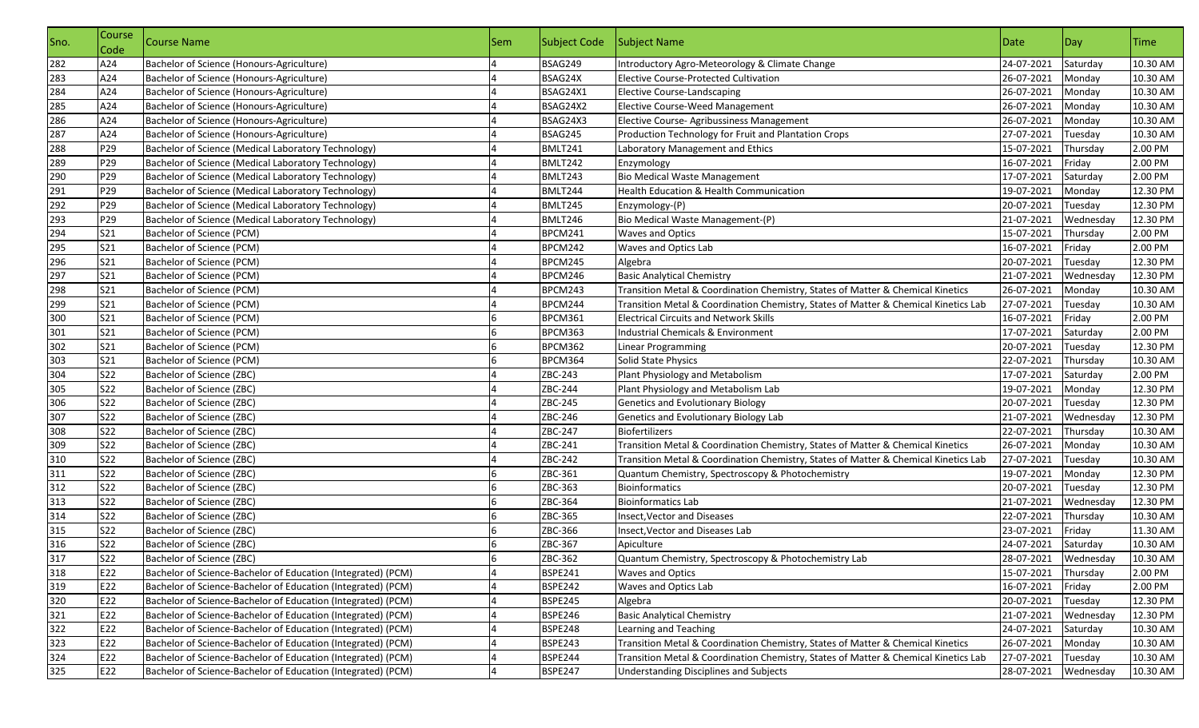| Sno. | Course Code | Course Name | Sem | Subject Code | Subject Name | Date | Day | Time |
|---|---|---|---|---|---|---|---|---|
| 282 | A24 | Bachelor of Science (Honours-Agriculture) | 4 | BSAG249 | Introductory Agro-Meteorology & Climate Change | 24-07-2021 | Saturday | 10.30 AM |
| 283 | A24 | Bachelor of Science (Honours-Agriculture) | 4 | BSAG24X | Elective Course-Protected Cultivation | 26-07-2021 | Monday | 10.30 AM |
| 284 | A24 | Bachelor of Science (Honours-Agriculture) | 4 | BSAG24X1 | Elective Course-Landscaping | 26-07-2021 | Monday | 10.30 AM |
| 285 | A24 | Bachelor of Science (Honours-Agriculture) | 4 | BSAG24X2 | Elective Course-Weed Management | 26-07-2021 | Monday | 10.30 AM |
| 286 | A24 | Bachelor of Science (Honours-Agriculture) | 4 | BSAG24X3 | Elective Course- Agribussiness Management | 26-07-2021 | Monday | 10.30 AM |
| 287 | A24 | Bachelor of Science (Honours-Agriculture) | 4 | BSAG245 | Production Technology for Fruit and Plantation Crops | 27-07-2021 | Tuesday | 10.30 AM |
| 288 | P29 | Bachelor of Science (Medical Laboratory Technology) | 4 | BMLT241 | Laboratory Management and Ethics | 15-07-2021 | Thursday | 2.00 PM |
| 289 | P29 | Bachelor of Science (Medical Laboratory Technology) | 4 | BMLT242 | Enzymology | 16-07-2021 | Friday | 2.00 PM |
| 290 | P29 | Bachelor of Science (Medical Laboratory Technology) | 4 | BMLT243 | Bio Medical Waste Management | 17-07-2021 | Saturday | 2.00 PM |
| 291 | P29 | Bachelor of Science (Medical Laboratory Technology) | 4 | BMLT244 | Health Education & Health Communication | 19-07-2021 | Monday | 12.30 PM |
| 292 | P29 | Bachelor of Science (Medical Laboratory Technology) | 4 | BMLT245 | Enzymology-(P) | 20-07-2021 | Tuesday | 12.30 PM |
| 293 | P29 | Bachelor of Science (Medical Laboratory Technology) | 4 | BMLT246 | Bio Medical Waste Management-(P) | 21-07-2021 | Wednesday | 12.30 PM |
| 294 | S21 | Bachelor of Science (PCM) | 4 | BPCM241 | Waves and Optics | 15-07-2021 | Thursday | 2.00 PM |
| 295 | S21 | Bachelor of Science (PCM) | 4 | BPCM242 | Waves and Optics Lab | 16-07-2021 | Friday | 2.00 PM |
| 296 | S21 | Bachelor of Science (PCM) | 4 | BPCM245 | Algebra | 20-07-2021 | Tuesday | 12.30 PM |
| 297 | S21 | Bachelor of Science (PCM) | 4 | BPCM246 | Basic Analytical Chemistry | 21-07-2021 | Wednesday | 12.30 PM |
| 298 | S21 | Bachelor of Science (PCM) | 4 | BPCM243 | Transition Metal & Coordination Chemistry, States of Matter & Chemical Kinetics | 26-07-2021 | Monday | 10.30 AM |
| 299 | S21 | Bachelor of Science (PCM) | 4 | BPCM244 | Transition Metal & Coordination Chemistry, States of Matter & Chemical Kinetics Lab | 27-07-2021 | Tuesday | 10.30 AM |
| 300 | S21 | Bachelor of Science (PCM) | 6 | BPCM361 | Electrical Circuits and Network Skills | 16-07-2021 | Friday | 2.00 PM |
| 301 | S21 | Bachelor of Science (PCM) | 6 | BPCM363 | Industrial Chemicals & Environment | 17-07-2021 | Saturday | 2.00 PM |
| 302 | S21 | Bachelor of Science (PCM) | 6 | BPCM362 | Linear Programming | 20-07-2021 | Tuesday | 12.30 PM |
| 303 | S21 | Bachelor of Science (PCM) | 6 | BPCM364 | Solid State Physics | 22-07-2021 | Thursday | 10.30 AM |
| 304 | S22 | Bachelor of Science (ZBC) | 4 | ZBC-243 | Plant Physiology and Metabolism | 17-07-2021 | Saturday | 2.00 PM |
| 305 | S22 | Bachelor of Science (ZBC) | 4 | ZBC-244 | Plant Physiology and Metabolism Lab | 19-07-2021 | Monday | 12.30 PM |
| 306 | S22 | Bachelor of Science (ZBC) | 4 | ZBC-245 | Genetics and Evolutionary Biology | 20-07-2021 | Tuesday | 12.30 PM |
| 307 | S22 | Bachelor of Science (ZBC) | 4 | ZBC-246 | Genetics and Evolutionary Biology Lab | 21-07-2021 | Wednesday | 12.30 PM |
| 308 | S22 | Bachelor of Science (ZBC) | 4 | ZBC-247 | Biofertilizers | 22-07-2021 | Thursday | 10.30 AM |
| 309 | S22 | Bachelor of Science (ZBC) | 4 | ZBC-241 | Transition Metal & Coordination Chemistry, States of Matter & Chemical Kinetics | 26-07-2021 | Monday | 10.30 AM |
| 310 | S22 | Bachelor of Science (ZBC) | 4 | ZBC-242 | Transition Metal & Coordination Chemistry, States of Matter & Chemical Kinetics Lab | 27-07-2021 | Tuesday | 10.30 AM |
| 311 | S22 | Bachelor of Science (ZBC) | 6 | ZBC-361 | Quantum Chemistry, Spectroscopy & Photochemistry | 19-07-2021 | Monday | 12.30 PM |
| 312 | S22 | Bachelor of Science (ZBC) | 6 | ZBC-363 | Bioinformatics | 20-07-2021 | Tuesday | 12.30 PM |
| 313 | S22 | Bachelor of Science (ZBC) | 6 | ZBC-364 | Bioinformatics Lab | 21-07-2021 | Wednesday | 12.30 PM |
| 314 | S22 | Bachelor of Science (ZBC) | 6 | ZBC-365 | Insect,Vector and Diseases | 22-07-2021 | Thursday | 10.30 AM |
| 315 | S22 | Bachelor of Science (ZBC) | 6 | ZBC-366 | Insect,Vector and Diseases Lab | 23-07-2021 | Friday | 11.30 AM |
| 316 | S22 | Bachelor of Science (ZBC) | 6 | ZBC-367 | Apiculture | 24-07-2021 | Saturday | 10.30 AM |
| 317 | S22 | Bachelor of Science (ZBC) | 6 | ZBC-362 | Quantum Chemistry, Spectroscopy & Photochemistry Lab | 28-07-2021 | Wednesday | 10.30 AM |
| 318 | E22 | Bachelor of Science-Bachelor of Education (Integrated) (PCM) | 4 | BSPE241 | Waves and Optics | 15-07-2021 | Thursday | 2.00 PM |
| 319 | E22 | Bachelor of Science-Bachelor of Education (Integrated) (PCM) | 4 | BSPE242 | Waves and Optics Lab | 16-07-2021 | Friday | 2.00 PM |
| 320 | E22 | Bachelor of Science-Bachelor of Education (Integrated) (PCM) | 4 | BSPE245 | Algebra | 20-07-2021 | Tuesday | 12.30 PM |
| 321 | E22 | Bachelor of Science-Bachelor of Education (Integrated) (PCM) | 4 | BSPE246 | Basic Analytical Chemistry | 21-07-2021 | Wednesday | 12.30 PM |
| 322 | E22 | Bachelor of Science-Bachelor of Education (Integrated) (PCM) | 4 | BSPE248 | Learning and Teaching | 24-07-2021 | Saturday | 10.30 AM |
| 323 | E22 | Bachelor of Science-Bachelor of Education (Integrated) (PCM) | 4 | BSPE243 | Transition Metal & Coordination Chemistry, States of Matter & Chemical Kinetics | 26-07-2021 | Monday | 10.30 AM |
| 324 | E22 | Bachelor of Science-Bachelor of Education (Integrated) (PCM) | 4 | BSPE244 | Transition Metal & Coordination Chemistry, States of Matter & Chemical Kinetics Lab | 27-07-2021 | Tuesday | 10.30 AM |
| 325 | E22 | Bachelor of Science-Bachelor of Education (Integrated) (PCM) | 4 | BSPE247 | Understanding Disciplines and Subjects | 28-07-2021 | Wednesday | 10.30 AM |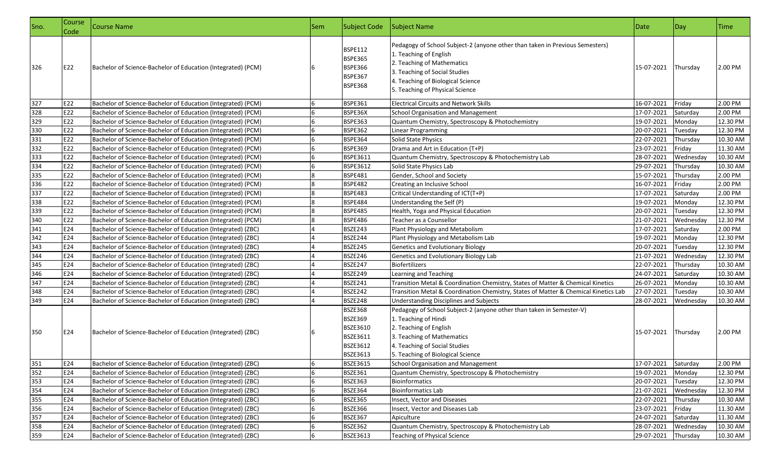| Sno. | Course Code | Course Name | Sem | Subject Code | Subject Name | Date | Day | Time |
|---|---|---|---|---|---|---|---|---|
| 326 | E22 | Bachelor of Science-Bachelor of Education (Integrated) (PCM) | 6 | BSPE112<br>BSPE365<br>BSPE366<br>BSPE367<br>BSPE368 | Pedagogy of School Subject-2 (anyone other than taken in Previous Semesters)<br>1. Teaching of English<br>2. Teaching of Mathematics<br>3. Teaching of Social Studies<br>4. Teaching of Biological Science<br>5. Teaching of Physical Science | 15-07-2021 | Thursday | 2.00 PM |
| 327 | E22 | Bachelor of Science-Bachelor of Education (Integrated) (PCM) | 6 | BSPE361 | Electrical Circuits and Network Skills | 16-07-2021 | Friday | 2.00 PM |
| 328 | E22 | Bachelor of Science-Bachelor of Education (Integrated) (PCM) | 6 | BSPE36X | School Organisation and Management | 17-07-2021 | Saturday | 2.00 PM |
| 329 | E22 | Bachelor of Science-Bachelor of Education (Integrated) (PCM) | 6 | BSPE363 | Quantum Chemistry, Spectroscopy & Photochemistry | 19-07-2021 | Monday | 12.30 PM |
| 330 | E22 | Bachelor of Science-Bachelor of Education (Integrated) (PCM) | 6 | BSPE362 | Linear Programming | 20-07-2021 | Tuesday | 12.30 PM |
| 331 | E22 | Bachelor of Science-Bachelor of Education (Integrated) (PCM) | 6 | BSPE364 | Solid State Physics | 22-07-2021 | Thursday | 10.30 AM |
| 332 | E22 | Bachelor of Science-Bachelor of Education (Integrated) (PCM) | 6 | BSPE369 | Drama and Art in Education (T+P) | 23-07-2021 | Friday | 11.30 AM |
| 333 | E22 | Bachelor of Science-Bachelor of Education (Integrated) (PCM) | 6 | BSPE3611 | Quantum Chemistry, Spectroscopy & Photochemistry Lab | 28-07-2021 | Wednesday | 10.30 AM |
| 334 | E22 | Bachelor of Science-Bachelor of Education (Integrated) (PCM) | 6 | BSPE3612 | Solid State Physics Lab | 29-07-2021 | Thursday | 10.30 AM |
| 335 | E22 | Bachelor of Science-Bachelor of Education (Integrated) (PCM) | 8 | BSPE481 | Gender, School and Society | 15-07-2021 | Thursday | 2.00 PM |
| 336 | E22 | Bachelor of Science-Bachelor of Education (Integrated) (PCM) | 8 | BSPE482 | Creating an Inclusive School | 16-07-2021 | Friday | 2.00 PM |
| 337 | E22 | Bachelor of Science-Bachelor of Education (Integrated) (PCM) | 8 | BSPE483 | Critical Understanding of ICT(T+P) | 17-07-2021 | Saturday | 2.00 PM |
| 338 | E22 | Bachelor of Science-Bachelor of Education (Integrated) (PCM) | 8 | BSPE484 | Understanding the Self (P) | 19-07-2021 | Monday | 12.30 PM |
| 339 | E22 | Bachelor of Science-Bachelor of Education (Integrated) (PCM) | 8 | BSPE485 | Health, Yoga and Physical Education | 20-07-2021 | Tuesday | 12.30 PM |
| 340 | E22 | Bachelor of Science-Bachelor of Education (Integrated) (PCM) | 8 | BSPE486 | Teacher as a Counsellor | 21-07-2021 | Wednesday | 12.30 PM |
| 341 | E24 | Bachelor of Science-Bachelor of Education (Integrated) (ZBC) | 4 | BSZE243 | Plant Physiology and Metabolism | 17-07-2021 | Saturday | 2.00 PM |
| 342 | E24 | Bachelor of Science-Bachelor of Education (Integrated) (ZBC) | 4 | BSZE244 | Plant Physiology and Metabolism Lab | 19-07-2021 | Monday | 12.30 PM |
| 343 | E24 | Bachelor of Science-Bachelor of Education (Integrated) (ZBC) | 4 | BSZE245 | Genetics and Evolutionary Biology | 20-07-2021 | Tuesday | 12.30 PM |
| 344 | E24 | Bachelor of Science-Bachelor of Education (Integrated) (ZBC) | 4 | BSZE246 | Genetics and Evolutionary Biology Lab | 21-07-2021 | Wednesday | 12.30 PM |
| 345 | E24 | Bachelor of Science-Bachelor of Education (Integrated) (ZBC) | 4 | BSZE247 | Biofertilizers | 22-07-2021 | Thursday | 10.30 AM |
| 346 | E24 | Bachelor of Science-Bachelor of Education (Integrated) (ZBC) | 4 | BSZE249 | Learning and Teaching | 24-07-2021 | Saturday | 10.30 AM |
| 347 | E24 | Bachelor of Science-Bachelor of Education (Integrated) (ZBC) | 4 | BSZE241 | Transition Metal & Coordination Chemistry, States of Matter & Chemical Kinetics | 26-07-2021 | Monday | 10.30 AM |
| 348 | E24 | Bachelor of Science-Bachelor of Education (Integrated) (ZBC) | 4 | BSZE242 | Transition Metal & Coordination Chemistry, States of Matter & Chemical Kinetics Lab | 27-07-2021 | Tuesday | 10.30 AM |
| 349 | E24 | Bachelor of Science-Bachelor of Education (Integrated) (ZBC) | 4 | BSZE248 | Understanding Disciplines and Subjects | 28-07-2021 | Wednesday | 10.30 AM |
| 350 | E24 | Bachelor of Science-Bachelor of Education (Integrated) (ZBC) | 6 | BSZE368<br>BSZE369<br>BSZE3610<br>BSZE3611<br>BSZE3612<br>BSZE3613 | Pedagogy of School Subject-2 (anyone other than taken in Semester-V)<br>1. Teaching of Hindi<br>2. Teaching of English<br>3. Teaching of Mathematics<br>4. Teaching of Social Studies<br>5. Teaching of Biological Science | 15-07-2021 | Thursday | 2.00 PM |
| 351 | E24 | Bachelor of Science-Bachelor of Education (Integrated) (ZBC) | 6 | BSZE3615 | School Organisation and Management | 17-07-2021 | Saturday | 2.00 PM |
| 352 | E24 | Bachelor of Science-Bachelor of Education (Integrated) (ZBC) | 6 | BSZE361 | Quantum Chemistry, Spectroscopy & Photochemistry | 19-07-2021 | Monday | 12.30 PM |
| 353 | E24 | Bachelor of Science-Bachelor of Education (Integrated) (ZBC) | 6 | BSZE363 | Bioinformatics | 20-07-2021 | Tuesday | 12.30 PM |
| 354 | E24 | Bachelor of Science-Bachelor of Education (Integrated) (ZBC) | 6 | BSZE364 | Bioinformatics Lab | 21-07-2021 | Wednesday | 12.30 PM |
| 355 | E24 | Bachelor of Science-Bachelor of Education (Integrated) (ZBC) | 6 | BSZE365 | Insect, Vector and Diseases | 22-07-2021 | Thursday | 10.30 AM |
| 356 | E24 | Bachelor of Science-Bachelor of Education (Integrated) (ZBC) | 6 | BSZE366 | Insect, Vector and Diseases Lab | 23-07-2021 | Friday | 11.30 AM |
| 357 | E24 | Bachelor of Science-Bachelor of Education (Integrated) (ZBC) | 6 | BSZE367 | Apiculture | 24-07-2021 | Saturday | 11.30 AM |
| 358 | E24 | Bachelor of Science-Bachelor of Education (Integrated) (ZBC) | 6 | BSZE362 | Quantum Chemistry, Spectroscopy & Photochemistry Lab | 28-07-2021 | Wednesday | 10.30 AM |
| 359 | E24 | Bachelor of Science-Bachelor of Education (Integrated) (ZBC) | 6 | BSZE3613 | Teaching of Physical Science | 29-07-2021 | Thursday | 10.30 AM |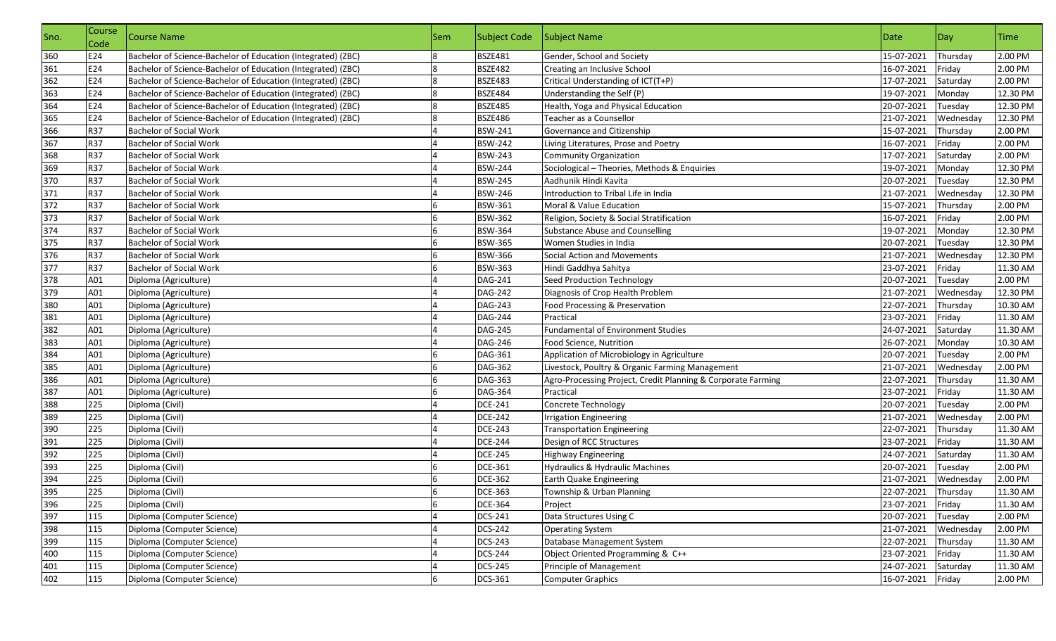| Sno. | Course Code | Course Name | Sem | Subject Code | Subject Name | Date | Day | Time |
|---|---|---|---|---|---|---|---|---|
| 360 | E24 | Bachelor of Science-Bachelor of Education (Integrated) (ZBC) | 8 | BSZE481 | Gender, School and Society | 15-07-2021 | Thursday | 2.00 PM |
| 361 | E24 | Bachelor of Science-Bachelor of Education (Integrated) (ZBC) | 8 | BSZE482 | Creating an Inclusive School | 16-07-2021 | Friday | 2.00 PM |
| 362 | E24 | Bachelor of Science-Bachelor of Education (Integrated) (ZBC) | 8 | BSZE483 | Critical Understanding of ICT(T+P) | 17-07-2021 | Saturday | 2.00 PM |
| 363 | E24 | Bachelor of Science-Bachelor of Education (Integrated) (ZBC) | 8 | BSZE484 | Understanding the Self (P) | 19-07-2021 | Monday | 12.30 PM |
| 364 | E24 | Bachelor of Science-Bachelor of Education (Integrated) (ZBC) | 8 | BSZE485 | Health, Yoga and Physical Education | 20-07-2021 | Tuesday | 12.30 PM |
| 365 | E24 | Bachelor of Science-Bachelor of Education (Integrated) (ZBC) | 8 | BSZE486 | Teacher as a Counsellor | 21-07-2021 | Wednesday | 12.30 PM |
| 366 | R37 | Bachelor of Social Work | 4 | BSW-241 | Governance and Citizenship | 15-07-2021 | Thursday | 2.00 PM |
| 367 | R37 | Bachelor of Social Work | 4 | BSW-242 | Living Literatures, Prose and Poetry | 16-07-2021 | Friday | 2.00 PM |
| 368 | R37 | Bachelor of Social Work | 4 | BSW-243 | Community Organization | 17-07-2021 | Saturday | 2.00 PM |
| 369 | R37 | Bachelor of Social Work | 4 | BSW-244 | Sociological – Theories, Methods & Enquiries | 19-07-2021 | Monday | 12.30 PM |
| 370 | R37 | Bachelor of Social Work | 4 | BSW-245 | Aadhunik Hindi Kavita | 20-07-2021 | Tuesday | 12.30 PM |
| 371 | R37 | Bachelor of Social Work | 4 | BSW-246 | Introduction to Tribal Life in India | 21-07-2021 | Wednesday | 12.30 PM |
| 372 | R37 | Bachelor of Social Work | 6 | BSW-361 | Moral & Value Education | 15-07-2021 | Thursday | 2.00 PM |
| 373 | R37 | Bachelor of Social Work | 6 | BSW-362 | Religion, Society & Social Stratification | 16-07-2021 | Friday | 2.00 PM |
| 374 | R37 | Bachelor of Social Work | 6 | BSW-364 | Substance Abuse and Counselling | 19-07-2021 | Monday | 12.30 PM |
| 375 | R37 | Bachelor of Social Work | 6 | BSW-365 | Women Studies in India | 20-07-2021 | Tuesday | 12.30 PM |
| 376 | R37 | Bachelor of Social Work | 6 | BSW-366 | Social Action and Movements | 21-07-2021 | Wednesday | 12.30 PM |
| 377 | R37 | Bachelor of Social Work | 6 | BSW-363 | Hindi Gaddhya Sahitya | 23-07-2021 | Friday | 11.30 AM |
| 378 | A01 | Diploma (Agriculture) | 4 | DAG-241 | Seed Production Technology | 20-07-2021 | Tuesday | 2.00 PM |
| 379 | A01 | Diploma (Agriculture) | 4 | DAG-242 | Diagnosis of Crop Health Problem | 21-07-2021 | Wednesday | 12.30 PM |
| 380 | A01 | Diploma (Agriculture) | 4 | DAG-243 | Food Processing & Preservation | 22-07-2021 | Thursday | 10.30 AM |
| 381 | A01 | Diploma (Agriculture) | 4 | DAG-244 | Practical | 23-07-2021 | Friday | 11.30 AM |
| 382 | A01 | Diploma (Agriculture) | 4 | DAG-245 | Fundamental of Environment Studies | 24-07-2021 | Saturday | 11.30 AM |
| 383 | A01 | Diploma (Agriculture) | 4 | DAG-246 | Food Science, Nutrition | 26-07-2021 | Monday | 10.30 AM |
| 384 | A01 | Diploma (Agriculture) | 6 | DAG-361 | Application of Microbiology in Agriculture | 20-07-2021 | Tuesday | 2.00 PM |
| 385 | A01 | Diploma (Agriculture) | 6 | DAG-362 | Livestock, Poultry & Organic Farming Management | 21-07-2021 | Wednesday | 2.00 PM |
| 386 | A01 | Diploma (Agriculture) | 6 | DAG-363 | Agro-Processing Project, Credit Planning & Corporate Farming | 22-07-2021 | Thursday | 11.30 AM |
| 387 | A01 | Diploma (Agriculture) | 6 | DAG-364 | Practical | 23-07-2021 | Friday | 11.30 AM |
| 388 | 225 | Diploma (Civil) | 4 | DCE-241 | Concrete Technology | 20-07-2021 | Tuesday | 2.00 PM |
| 389 | 225 | Diploma (Civil) | 4 | DCE-242 | Irrigation Engineering | 21-07-2021 | Wednesday | 2.00 PM |
| 390 | 225 | Diploma (Civil) | 4 | DCE-243 | Transportation Engineering | 22-07-2021 | Thursday | 11.30 AM |
| 391 | 225 | Diploma (Civil) | 4 | DCE-244 | Design of RCC Structures | 23-07-2021 | Friday | 11.30 AM |
| 392 | 225 | Diploma (Civil) | 4 | DCE-245 | Highway Engineering | 24-07-2021 | Saturday | 11.30 AM |
| 393 | 225 | Diploma (Civil) | 6 | DCE-361 | Hydraulics & Hydraulic Machines | 20-07-2021 | Tuesday | 2.00 PM |
| 394 | 225 | Diploma (Civil) | 6 | DCE-362 | Earth Quake Engineering | 21-07-2021 | Wednesday | 2.00 PM |
| 395 | 225 | Diploma (Civil) | 6 | DCE-363 | Township & Urban Planning | 22-07-2021 | Thursday | 11.30 AM |
| 396 | 225 | Diploma (Civil) | 6 | DCE-364 | Project | 23-07-2021 | Friday | 11.30 AM |
| 397 | 115 | Diploma (Computer Science) | 4 | DCS-241 | Data Structures Using C | 20-07-2021 | Tuesday | 2.00 PM |
| 398 | 115 | Diploma (Computer Science) | 4 | DCS-242 | Operating System | 21-07-2021 | Wednesday | 2.00 PM |
| 399 | 115 | Diploma (Computer Science) | 4 | DCS-243 | Database Management System | 22-07-2021 | Thursday | 11.30 AM |
| 400 | 115 | Diploma (Computer Science) | 4 | DCS-244 | Object Oriented Programming & C++ | 23-07-2021 | Friday | 11.30 AM |
| 401 | 115 | Diploma (Computer Science) | 4 | DCS-245 | Principle of Management | 24-07-2021 | Saturday | 11.30 AM |
| 402 | 115 | Diploma (Computer Science) | 6 | DCS-361 | Computer Graphics | 16-07-2021 | Friday | 2.00 PM |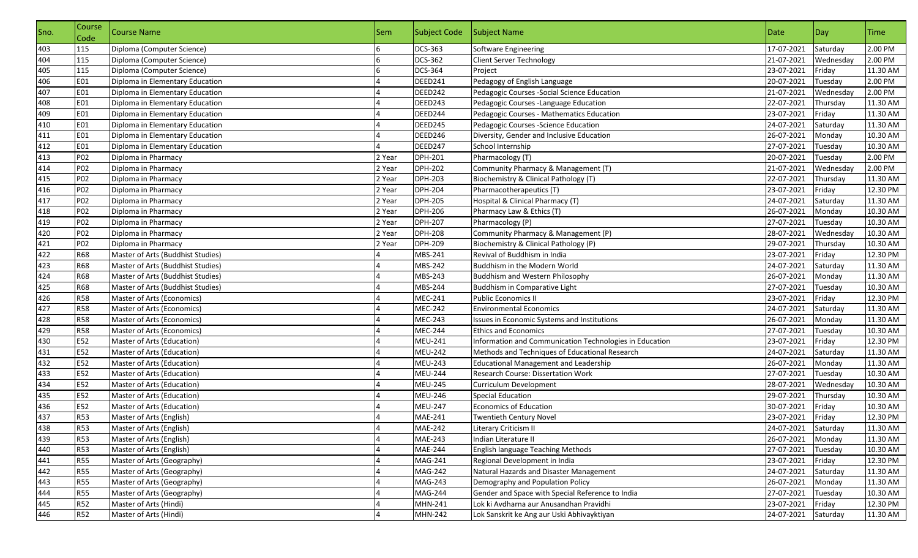| Sno. | Course Code | Course Name | Sem | Subject Code | Subject Name | Date | Day | Time |
|---|---|---|---|---|---|---|---|---|
| 403 | 115 | Diploma (Computer Science) | 6 | DCS-363 | Software Engineering | 17-07-2021 | Saturday | 2.00 PM |
| 404 | 115 | Diploma (Computer Science) | 6 | DCS-362 | Client Server Technology | 21-07-2021 | Wednesday | 2.00 PM |
| 405 | 115 | Diploma (Computer Science) | 6 | DCS-364 | Project | 23-07-2021 | Friday | 11.30 AM |
| 406 | E01 | Diploma in Elementary Education | 4 | DEED241 | Pedagogy of English Language | 20-07-2021 | Tuesday | 2.00 PM |
| 407 | E01 | Diploma in Elementary Education | 4 | DEED242 | Pedagogic Courses -Social Science Education | 21-07-2021 | Wednesday | 2.00 PM |
| 408 | E01 | Diploma in Elementary Education | 4 | DEED243 | Pedagogic Courses -Language Education | 22-07-2021 | Thursday | 11.30 AM |
| 409 | E01 | Diploma in Elementary Education | 4 | DEED244 | Pedagogic Courses - Mathematics Education | 23-07-2021 | Friday | 11.30 AM |
| 410 | E01 | Diploma in Elementary Education | 4 | DEED245 | Pedagogic Courses -Science Education | 24-07-2021 | Saturday | 11.30 AM |
| 411 | E01 | Diploma in Elementary Education | 4 | DEED246 | Diversity, Gender and Inclusive Education | 26-07-2021 | Monday | 10.30 AM |
| 412 | E01 | Diploma in Elementary Education | 4 | DEED247 | School Internship | 27-07-2021 | Tuesday | 10.30 AM |
| 413 | P02 | Diploma in Pharmacy | 2 Year | DPH-201 | Pharmacology (T) | 20-07-2021 | Tuesday | 2.00 PM |
| 414 | P02 | Diploma in Pharmacy | 2 Year | DPH-202 | Community Pharmacy & Management (T) | 21-07-2021 | Wednesday | 2.00 PM |
| 415 | P02 | Diploma in Pharmacy | 2 Year | DPH-203 | Biochemistry & Clinical Pathology (T) | 22-07-2021 | Thursday | 11.30 AM |
| 416 | P02 | Diploma in Pharmacy | 2 Year | DPH-204 | Pharmacotherapeutics (T) | 23-07-2021 | Friday | 12.30 PM |
| 417 | P02 | Diploma in Pharmacy | 2 Year | DPH-205 | Hospital & Clinical Pharmacy (T) | 24-07-2021 | Saturday | 11.30 AM |
| 418 | P02 | Diploma in Pharmacy | 2 Year | DPH-206 | Pharmacy Law & Ethics (T) | 26-07-2021 | Monday | 10.30 AM |
| 419 | P02 | Diploma in Pharmacy | 2 Year | DPH-207 | Pharmacology (P) | 27-07-2021 | Tuesday | 10.30 AM |
| 420 | P02 | Diploma in Pharmacy | 2 Year | DPH-208 | Community Pharmacy & Management (P) | 28-07-2021 | Wednesday | 10.30 AM |
| 421 | P02 | Diploma in Pharmacy | 2 Year | DPH-209 | Biochemistry & Clinical Pathology (P) | 29-07-2021 | Thursday | 10.30 AM |
| 422 | R68 | Master of Arts (Buddhist Studies) | 4 | MBS-241 | Revival of Buddhism in India | 23-07-2021 | Friday | 12.30 PM |
| 423 | R68 | Master of Arts (Buddhist Studies) | 4 | MBS-242 | Buddhism in the Modern World | 24-07-2021 | Saturday | 11.30 AM |
| 424 | R68 | Master of Arts (Buddhist Studies) | 4 | MBS-243 | Buddhism and Western Philosophy | 26-07-2021 | Monday | 11.30 AM |
| 425 | R68 | Master of Arts (Buddhist Studies) | 4 | MBS-244 | Buddhism in Comparative Light | 27-07-2021 | Tuesday | 10.30 AM |
| 426 | R58 | Master of Arts (Economics) | 4 | MEC-241 | Public Economics II | 23-07-2021 | Friday | 12.30 PM |
| 427 | R58 | Master of Arts (Economics) | 4 | MEC-242 | Environmental Economics | 24-07-2021 | Saturday | 11.30 AM |
| 428 | R58 | Master of Arts (Economics) | 4 | MEC-243 | Issues in Economic Systems and Institutions | 26-07-2021 | Monday | 11.30 AM |
| 429 | R58 | Master of Arts (Economics) | 4 | MEC-244 | Ethics and Economics | 27-07-2021 | Tuesday | 10.30 AM |
| 430 | E52 | Master of Arts (Education) | 4 | MEU-241 | Information and Communication Technologies in Education | 23-07-2021 | Friday | 12.30 PM |
| 431 | E52 | Master of Arts (Education) | 4 | MEU-242 | Methods and Techniques of Educational Research | 24-07-2021 | Saturday | 11.30 AM |
| 432 | E52 | Master of Arts (Education) | 4 | MEU-243 | Educational Management and Leadership | 26-07-2021 | Monday | 11.30 AM |
| 433 | E52 | Master of Arts (Education) | 4 | MEU-244 | Research Course: Dissertation Work | 27-07-2021 | Tuesday | 10.30 AM |
| 434 | E52 | Master of Arts (Education) | 4 | MEU-245 | Curriculum Development | 28-07-2021 | Wednesday | 10.30 AM |
| 435 | E52 | Master of Arts (Education) | 4 | MEU-246 | Special Education | 29-07-2021 | Thursday | 10.30 AM |
| 436 | E52 | Master of Arts (Education) | 4 | MEU-247 | Economics of Education | 30-07-2021 | Friday | 10.30 AM |
| 437 | R53 | Master of Arts (English) | 4 | MAE-241 | Twentieth Century Novel | 23-07-2021 | Friday | 12.30 PM |
| 438 | R53 | Master of Arts (English) | 4 | MAE-242 | Literary Criticism II | 24-07-2021 | Saturday | 11.30 AM |
| 439 | R53 | Master of Arts (English) | 4 | MAE-243 | Indian Literature II | 26-07-2021 | Monday | 11.30 AM |
| 440 | R53 | Master of Arts (English) | 4 | MAE-244 | English language Teaching Methods | 27-07-2021 | Tuesday | 10.30 AM |
| 441 | R55 | Master of Arts (Geography) | 4 | MAG-241 | Regional Development in India | 23-07-2021 | Friday | 12.30 PM |
| 442 | R55 | Master of Arts (Geography) | 4 | MAG-242 | Natural Hazards and Disaster Management | 24-07-2021 | Saturday | 11.30 AM |
| 443 | R55 | Master of Arts (Geography) | 4 | MAG-243 | Demography and Population Policy | 26-07-2021 | Monday | 11.30 AM |
| 444 | R55 | Master of Arts (Geography) | 4 | MAG-244 | Gender and Space with Special Reference to India | 27-07-2021 | Tuesday | 10.30 AM |
| 445 | R52 | Master of Arts (Hindi) | 4 | MHN-241 | Lok ki Avdharna aur Anusandhan Pravidhi | 23-07-2021 | Friday | 12.30 PM |
| 446 | R52 | Master of Arts (Hindi) | 4 | MHN-242 | Lok Sanskrit ke Ang aur Uski Abhivayktiyan | 24-07-2021 | Saturday | 11.30 AM |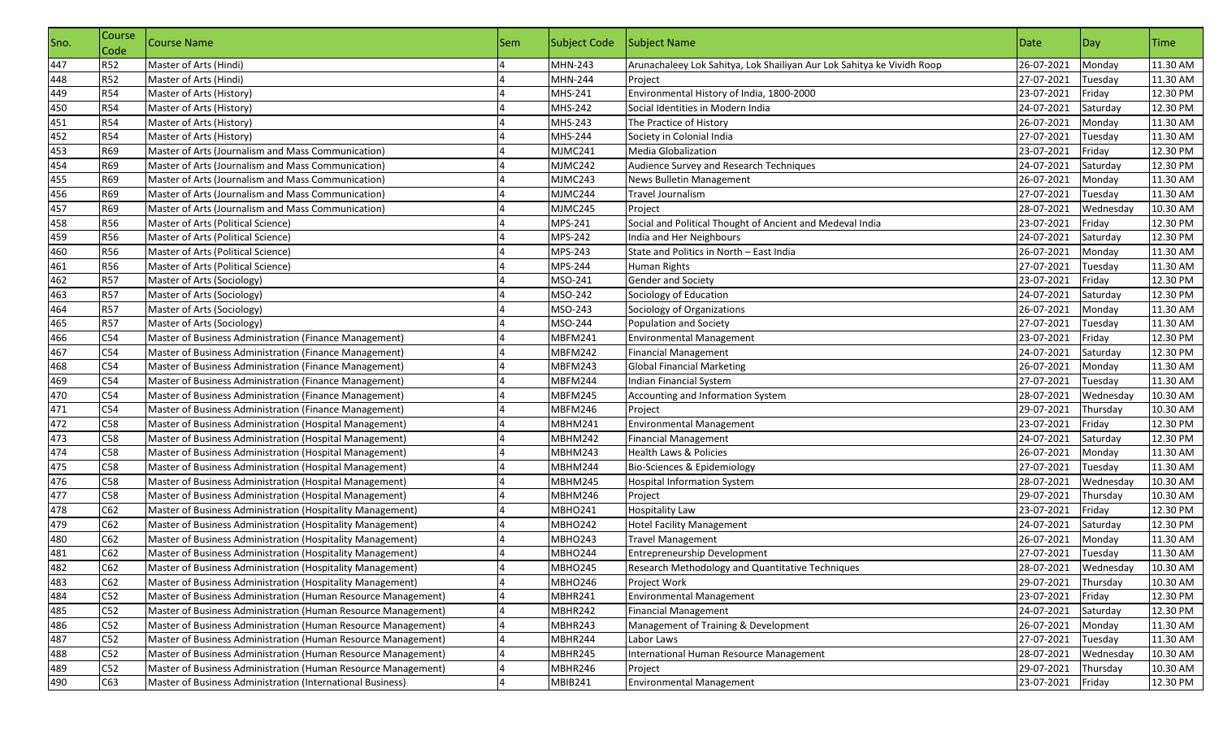| Sno. | Course Code | Course Name | Sem | Subject Code | Subject Name | Date | Day | Time |
|---|---|---|---|---|---|---|---|---|
| 447 | R52 | Master of Arts (Hindi) | 4 | MHN-243 | Arunachaleey Lok Sahitya, Lok Shailiyan Aur Lok Sahitya ke Vividh Roop | 26-07-2021 | Monday | 11.30 AM |
| 448 | R52 | Master of Arts (Hindi) | 4 | MHN-244 | Project | 27-07-2021 | Tuesday | 11.30 AM |
| 449 | R54 | Master of Arts (History) | 4 | MHS-241 | Environmental History of India, 1800-2000 | 23-07-2021 | Friday | 12.30 PM |
| 450 | R54 | Master of Arts (History) | 4 | MHS-242 | Social Identities in Modern India | 24-07-2021 | Saturday | 12.30 PM |
| 451 | R54 | Master of Arts (History) | 4 | MHS-243 | The Practice of History | 26-07-2021 | Monday | 11.30 AM |
| 452 | R54 | Master of Arts (History) | 4 | MHS-244 | Society in Colonial India | 27-07-2021 | Tuesday | 11.30 AM |
| 453 | R69 | Master of Arts (Journalism and Mass Communication) | 4 | MJMC241 | Media Globalization | 23-07-2021 | Friday | 12.30 PM |
| 454 | R69 | Master of Arts (Journalism and Mass Communication) | 4 | MJMC242 | Audience Survey and Research Techniques | 24-07-2021 | Saturday | 12.30 PM |
| 455 | R69 | Master of Arts (Journalism and Mass Communication) | 4 | MJMC243 | News Bulletin Management | 26-07-2021 | Monday | 11.30 AM |
| 456 | R69 | Master of Arts (Journalism and Mass Communication) | 4 | MJMC244 | Travel Journalism | 27-07-2021 | Tuesday | 11.30 AM |
| 457 | R69 | Master of Arts (Journalism and Mass Communication) | 4 | MJMC245 | Project | 28-07-2021 | Wednesday | 10.30 AM |
| 458 | R56 | Master of Arts (Political Science) | 4 | MPS-241 | Social and Political Thought of Ancient and Medeval India | 23-07-2021 | Friday | 12.30 PM |
| 459 | R56 | Master of Arts (Political Science) | 4 | MPS-242 | India and Her Neighbours | 24-07-2021 | Saturday | 12.30 PM |
| 460 | R56 | Master of Arts (Political Science) | 4 | MPS-243 | State and Politics in North – East India | 26-07-2021 | Monday | 11.30 AM |
| 461 | R56 | Master of Arts (Political Science) | 4 | MPS-244 | Human Rights | 27-07-2021 | Tuesday | 11.30 AM |
| 462 | R57 | Master of Arts (Sociology) | 4 | MSO-241 | Gender and Society | 23-07-2021 | Friday | 12.30 PM |
| 463 | R57 | Master of Arts (Sociology) | 4 | MSO-242 | Sociology of Education | 24-07-2021 | Saturday | 12.30 PM |
| 464 | R57 | Master of Arts (Sociology) | 4 | MSO-243 | Sociology of Organizations | 26-07-2021 | Monday | 11.30 AM |
| 465 | R57 | Master of Arts (Sociology) | 4 | MSO-244 | Population and Society | 27-07-2021 | Tuesday | 11.30 AM |
| 466 | C54 | Master of Business Administration (Finance Management) | 4 | MBFM241 | Environmental Management | 23-07-2021 | Friday | 12.30 PM |
| 467 | C54 | Master of Business Administration (Finance Management) | 4 | MBFM242 | Financial Management | 24-07-2021 | Saturday | 12.30 PM |
| 468 | C54 | Master of Business Administration (Finance Management) | 4 | MBFM243 | Global Financial Marketing | 26-07-2021 | Monday | 11.30 AM |
| 469 | C54 | Master of Business Administration (Finance Management) | 4 | MBFM244 | Indian Financial System | 27-07-2021 | Tuesday | 11.30 AM |
| 470 | C54 | Master of Business Administration (Finance Management) | 4 | MBFM245 | Accounting and Information System | 28-07-2021 | Wednesday | 10.30 AM |
| 471 | C54 | Master of Business Administration (Finance Management) | 4 | MBFM246 | Project | 29-07-2021 | Thursday | 10.30 AM |
| 472 | C58 | Master of Business Administration (Hospital Management) | 4 | MBHM241 | Environmental Management | 23-07-2021 | Friday | 12.30 PM |
| 473 | C58 | Master of Business Administration (Hospital Management) | 4 | MBHM242 | Financial Management | 24-07-2021 | Saturday | 12.30 PM |
| 474 | C58 | Master of Business Administration (Hospital Management) | 4 | MBHM243 | Health Laws & Policies | 26-07-2021 | Monday | 11.30 AM |
| 475 | C58 | Master of Business Administration (Hospital Management) | 4 | MBHM244 | Bio-Sciences & Epidemiology | 27-07-2021 | Tuesday | 11.30 AM |
| 476 | C58 | Master of Business Administration (Hospital Management) | 4 | MBHM245 | Hospital Information System | 28-07-2021 | Wednesday | 10.30 AM |
| 477 | C58 | Master of Business Administration (Hospital Management) | 4 | MBHM246 | Project | 29-07-2021 | Thursday | 10.30 AM |
| 478 | C62 | Master of Business Administration (Hospitality Management) | 4 | MBHO241 | Hospitality Law | 23-07-2021 | Friday | 12.30 PM |
| 479 | C62 | Master of Business Administration (Hospitality Management) | 4 | MBHO242 | Hotel Facility Management | 24-07-2021 | Saturday | 12.30 PM |
| 480 | C62 | Master of Business Administration (Hospitality Management) | 4 | MBHO243 | Travel Management | 26-07-2021 | Monday | 11.30 AM |
| 481 | C62 | Master of Business Administration (Hospitality Management) | 4 | MBHO244 | Entrepreneurship Development | 27-07-2021 | Tuesday | 11.30 AM |
| 482 | C62 | Master of Business Administration (Hospitality Management) | 4 | MBHO245 | Research Methodology and Quantitative Techniques | 28-07-2021 | Wednesday | 10.30 AM |
| 483 | C62 | Master of Business Administration (Hospitality Management) | 4 | MBHO246 | Project Work | 29-07-2021 | Thursday | 10.30 AM |
| 484 | C52 | Master of Business Administration (Human Resource Management) | 4 | MBHR241 | Environmental Management | 23-07-2021 | Friday | 12.30 PM |
| 485 | C52 | Master of Business Administration (Human Resource Management) | 4 | MBHR242 | Financial Management | 24-07-2021 | Saturday | 12.30 PM |
| 486 | C52 | Master of Business Administration (Human Resource Management) | 4 | MBHR243 | Management of Training & Development | 26-07-2021 | Monday | 11.30 AM |
| 487 | C52 | Master of Business Administration (Human Resource Management) | 4 | MBHR244 | Labor Laws | 27-07-2021 | Tuesday | 11.30 AM |
| 488 | C52 | Master of Business Administration (Human Resource Management) | 4 | MBHR245 | International Human Resource Management | 28-07-2021 | Wednesday | 10.30 AM |
| 489 | C52 | Master of Business Administration (Human Resource Management) | 4 | MBHR246 | Project | 29-07-2021 | Thursday | 10.30 AM |
| 490 | C63 | Master of Business Administration (International Business) | 4 | MBIB241 | Environmental Management | 23-07-2021 | Friday | 12.30 PM |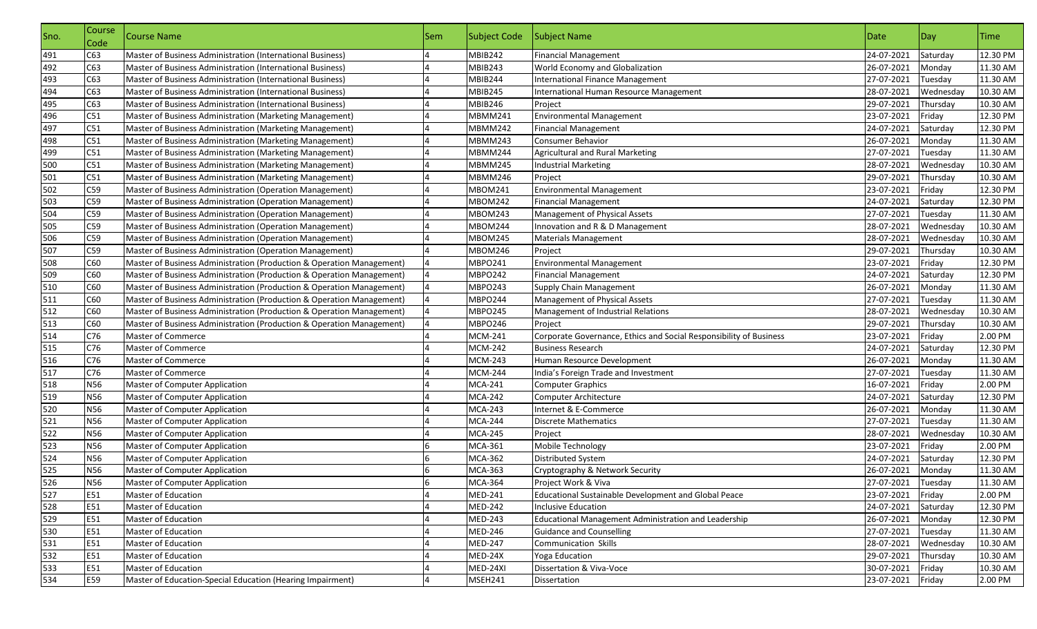| Sno. | Course Code | Course Name | Sem | Subject Code | Subject Name | Date | Day | Time |
|---|---|---|---|---|---|---|---|---|
| 491 | C63 | Master of Business Administration (International Business) | 4 | MBIB242 | Financial Management | 24-07-2021 | Saturday | 12.30 PM |
| 492 | C63 | Master of Business Administration (International Business) | 4 | MBIB243 | World Economy and Globalization | 26-07-2021 | Monday | 11.30 AM |
| 493 | C63 | Master of Business Administration (International Business) | 4 | MBIB244 | International Finance Management | 27-07-2021 | Tuesday | 11.30 AM |
| 494 | C63 | Master of Business Administration (International Business) | 4 | MBIB245 | International Human Resource Management | 28-07-2021 | Wednesday | 10.30 AM |
| 495 | C63 | Master of Business Administration (International Business) | 4 | MBIB246 | Project | 29-07-2021 | Thursday | 10.30 AM |
| 496 | C51 | Master of Business Administration (Marketing Management) | 4 | MBMM241 | Environmental Management | 23-07-2021 | Friday | 12.30 PM |
| 497 | C51 | Master of Business Administration (Marketing Management) | 4 | MBMM242 | Financial Management | 24-07-2021 | Saturday | 12.30 PM |
| 498 | C51 | Master of Business Administration (Marketing Management) | 4 | MBMM243 | Consumer Behavior | 26-07-2021 | Monday | 11.30 AM |
| 499 | C51 | Master of Business Administration (Marketing Management) | 4 | MBMM244 | Agricultural and Rural Marketing | 27-07-2021 | Tuesday | 11.30 AM |
| 500 | C51 | Master of Business Administration (Marketing Management) | 4 | MBMM245 | Industrial Marketing | 28-07-2021 | Wednesday | 10.30 AM |
| 501 | C51 | Master of Business Administration (Marketing Management) | 4 | MBMM246 | Project | 29-07-2021 | Thursday | 10.30 AM |
| 502 | C59 | Master of Business Administration (Operation Management) | 4 | MBOM241 | Environmental Management | 23-07-2021 | Friday | 12.30 PM |
| 503 | C59 | Master of Business Administration (Operation Management) | 4 | MBOM242 | Financial Management | 24-07-2021 | Saturday | 12.30 PM |
| 504 | C59 | Master of Business Administration (Operation Management) | 4 | MBOM243 | Management of Physical Assets | 27-07-2021 | Tuesday | 11.30 AM |
| 505 | C59 | Master of Business Administration (Operation Management) | 4 | MBOM244 | Innovation and R & D Management | 28-07-2021 | Wednesday | 10.30 AM |
| 506 | C59 | Master of Business Administration (Operation Management) | 4 | MBOM245 | Materials Management | 28-07-2021 | Wednesday | 10.30 AM |
| 507 | C59 | Master of Business Administration (Operation Management) | 4 | MBOM246 | Project | 29-07-2021 | Thursday | 10.30 AM |
| 508 | C60 | Master of Business Administration (Production & Operation Management) | 4 | MBPO241 | Environmental Management | 23-07-2021 | Friday | 12.30 PM |
| 509 | C60 | Master of Business Administration (Production & Operation Management) | 4 | MBPO242 | Financial Management | 24-07-2021 | Saturday | 12.30 PM |
| 510 | C60 | Master of Business Administration (Production & Operation Management) | 4 | MBPO243 | Supply Chain Management | 26-07-2021 | Monday | 11.30 AM |
| 511 | C60 | Master of Business Administration (Production & Operation Management) | 4 | MBPO244 | Management of Physical Assets | 27-07-2021 | Tuesday | 11.30 AM |
| 512 | C60 | Master of Business Administration (Production & Operation Management) | 4 | MBPO245 | Management of Industrial Relations | 28-07-2021 | Wednesday | 10.30 AM |
| 513 | C60 | Master of Business Administration (Production & Operation Management) | 4 | MBPO246 | Project | 29-07-2021 | Thursday | 10.30 AM |
| 514 | C76 | Master of Commerce | 4 | MCM-241 | Corporate Governance, Ethics and Social Responsibility of Business | 23-07-2021 | Friday | 2.00 PM |
| 515 | C76 | Master of Commerce | 4 | MCM-242 | Business Research | 24-07-2021 | Saturday | 12.30 PM |
| 516 | C76 | Master of Commerce | 4 | MCM-243 | Human Resource Development | 26-07-2021 | Monday | 11.30 AM |
| 517 | C76 | Master of Commerce | 4 | MCM-244 | India's Foreign Trade and Investment | 27-07-2021 | Tuesday | 11.30 AM |
| 518 | N56 | Master of Computer Application | 4 | MCA-241 | Computer Graphics | 16-07-2021 | Friday | 2.00 PM |
| 519 | N56 | Master of Computer Application | 4 | MCA-242 | Computer Architecture | 24-07-2021 | Saturday | 12.30 PM |
| 520 | N56 | Master of Computer Application | 4 | MCA-243 | Internet & E-Commerce | 26-07-2021 | Monday | 11.30 AM |
| 521 | N56 | Master of Computer Application | 4 | MCA-244 | Discrete Mathematics | 27-07-2021 | Tuesday | 11.30 AM |
| 522 | N56 | Master of Computer Application | 4 | MCA-245 | Project | 28-07-2021 | Wednesday | 10.30 AM |
| 523 | N56 | Master of Computer Application | 6 | MCA-361 | Mobile Technology | 23-07-2021 | Friday | 2.00 PM |
| 524 | N56 | Master of Computer Application | 6 | MCA-362 | Distributed System | 24-07-2021 | Saturday | 12.30 PM |
| 525 | N56 | Master of Computer Application | 6 | MCA-363 | Cryptography & Network Security | 26-07-2021 | Monday | 11.30 AM |
| 526 | N56 | Master of Computer Application | 6 | MCA-364 | Project Work & Viva | 27-07-2021 | Tuesday | 11.30 AM |
| 527 | E51 | Master of Education | 4 | MED-241 | Educational Sustainable Development and Global Peace | 23-07-2021 | Friday | 2.00 PM |
| 528 | E51 | Master of Education | 4 | MED-242 | Inclusive Education | 24-07-2021 | Saturday | 12.30 PM |
| 529 | E51 | Master of Education | 4 | MED-243 | Educational Management Administration and Leadership | 26-07-2021 | Monday | 12.30 PM |
| 530 | E51 | Master of Education | 4 | MED-246 | Guidance and Counselling | 27-07-2021 | Tuesday | 11.30 AM |
| 531 | E51 | Master of Education | 4 | MED-247 | Communication Skills | 28-07-2021 | Wednesday | 10.30 AM |
| 532 | E51 | Master of Education | 4 | MED-24X | Yoga Education | 29-07-2021 | Thursday | 10.30 AM |
| 533 | E51 | Master of Education | 4 | MED-24XI | Dissertation & Viva-Voce | 30-07-2021 | Friday | 10.30 AM |
| 534 | E59 | Master of Education-Special Education (Hearing Impairment) | 4 | MSEH241 | Dissertation | 23-07-2021 | Friday | 2.00 PM |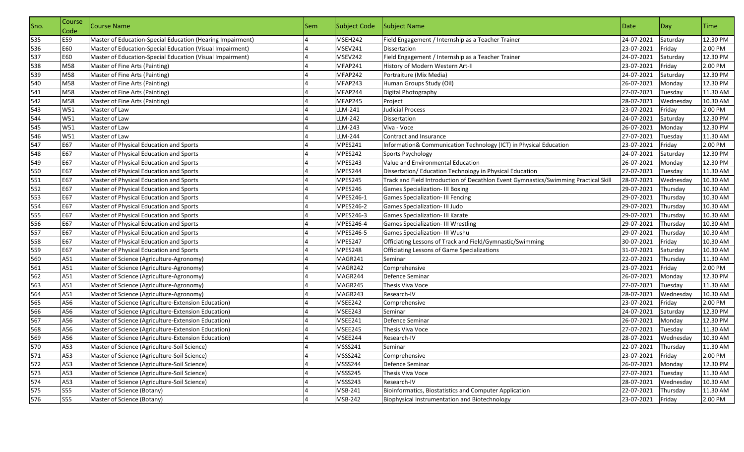| Sno. | Course Code | Course Name | Sem | Subject Code | Subject Name | Date | Day | Time |
|---|---|---|---|---|---|---|---|---|
| 535 | E59 | Master of Education-Special Education (Hearing Impairment) | 4 | MSEH242 | Field Engagement / Internship as a Teacher Trainer | 24-07-2021 | Saturday | 12.30 PM |
| 536 | E60 | Master of Education-Special Education (Visual Impairment) | 4 | MSEV241 | Dissertation | 23-07-2021 | Friday | 2.00 PM |
| 537 | E60 | Master of Education-Special Education (Visual Impairment) | 4 | MSEV242 | Field Engagement / Internship as a Teacher Trainer | 24-07-2021 | Saturday | 12.30 PM |
| 538 | M58 | Master of Fine Arts (Painting) | 4 | MFAP241 | History of Modern Western Art-II | 23-07-2021 | Friday | 2.00 PM |
| 539 | M58 | Master of Fine Arts (Painting) | 4 | MFAP242 | Portraiture (Mix Media) | 24-07-2021 | Saturday | 12.30 PM |
| 540 | M58 | Master of Fine Arts (Painting) | 4 | MFAP243 | Human Groups Study (Oil) | 26-07-2021 | Monday | 12.30 PM |
| 541 | M58 | Master of Fine Arts (Painting) | 4 | MFAP244 | Digital Photography | 27-07-2021 | Tuesday | 11.30 AM |
| 542 | M58 | Master of Fine Arts (Painting) | 4 | MFAP245 | Project | 28-07-2021 | Wednesday | 10.30 AM |
| 543 | W51 | Master of Law | 4 | LLM-241 | Judicial Process | 23-07-2021 | Friday | 2.00 PM |
| 544 | W51 | Master of Law | 4 | LLM-242 | Dissertation | 24-07-2021 | Saturday | 12.30 PM |
| 545 | W51 | Master of Law | 4 | LLM-243 | Viva - Voce | 26-07-2021 | Monday | 12.30 PM |
| 546 | W51 | Master of Law | 4 | LLM-244 | Contract and Insurance | 27-07-2021 | Tuesday | 11.30 AM |
| 547 | E67 | Master of Physical Education and Sports | 4 | MPES241 | Information& Communication Technology (ICT) in Physical Education | 23-07-2021 | Friday | 2.00 PM |
| 548 | E67 | Master of Physical Education and Sports | 4 | MPES242 | Sports Psychology | 24-07-2021 | Saturday | 12.30 PM |
| 549 | E67 | Master of Physical Education and Sports | 4 | MPES243 | Value and Environmental Education | 26-07-2021 | Monday | 12.30 PM |
| 550 | E67 | Master of Physical Education and Sports | 4 | MPES244 | Dissertation/ Education Technology in Physical Education | 27-07-2021 | Tuesday | 11.30 AM |
| 551 | E67 | Master of Physical Education and Sports | 4 | MPES245 | Track and Field Introduction of Decathlon Event Gymnastics/Swimming Practical Skill | 28-07-2021 | Wednesday | 10.30 AM |
| 552 | E67 | Master of Physical Education and Sports | 4 | MPES246 | Games Specialization- III Boxing | 29-07-2021 | Thursday | 10.30 AM |
| 553 | E67 | Master of Physical Education and Sports | 4 | MPES246-1 | Games Specialization- III Fencing | 29-07-2021 | Thursday | 10.30 AM |
| 554 | E67 | Master of Physical Education and Sports | 4 | MPES246-2 | Games Specialization- III Judo | 29-07-2021 | Thursday | 10.30 AM |
| 555 | E67 | Master of Physical Education and Sports | 4 | MPES246-3 | Games Specialization- III Karate | 29-07-2021 | Thursday | 10.30 AM |
| 556 | E67 | Master of Physical Education and Sports | 4 | MPES246-4 | Games Specialization- III Wrestling | 29-07-2021 | Thursday | 10.30 AM |
| 557 | E67 | Master of Physical Education and Sports | 4 | MPES246-5 | Games Specialization- III Wushu | 29-07-2021 | Thursday | 10.30 AM |
| 558 | E67 | Master of Physical Education and Sports | 4 | MPES247 | Officiating Lessons of Track and Field/Gymnastic/Swimming | 30-07-2021 | Friday | 10.30 AM |
| 559 | E67 | Master of Physical Education and Sports | 4 | MPES248 | Officiating Lessons of Game Specializations | 31-07-2021 | Saturday | 10.30 AM |
| 560 | A51 | Master of Science (Agriculture-Agronomy) | 4 | MAGR241 | Seminar | 22-07-2021 | Thursday | 11.30 AM |
| 561 | A51 | Master of Science (Agriculture-Agronomy) | 4 | MAGR242 | Comprehensive | 23-07-2021 | Friday | 2.00 PM |
| 562 | A51 | Master of Science (Agriculture-Agronomy) | 4 | MAGR244 | Defence Seminar | 26-07-2021 | Monday | 12.30 PM |
| 563 | A51 | Master of Science (Agriculture-Agronomy) | 4 | MAGR245 | Thesis Viva Voce | 27-07-2021 | Tuesday | 11.30 AM |
| 564 | A51 | Master of Science (Agriculture-Agronomy) | 4 | MAGR243 | Research-IV | 28-07-2021 | Wednesday | 10.30 AM |
| 565 | A56 | Master of Science (Agriculture-Extension Education) | 4 | MSEE242 | Comprehensive | 23-07-2021 | Friday | 2.00 PM |
| 566 | A56 | Master of Science (Agriculture-Extension Education) | 4 | MSEE243 | Seminar | 24-07-2021 | Saturday | 12.30 PM |
| 567 | A56 | Master of Science (Agriculture-Extension Education) | 4 | MSEE241 | Defence Seminar | 26-07-2021 | Monday | 12.30 PM |
| 568 | A56 | Master of Science (Agriculture-Extension Education) | 4 | MSEE245 | Thesis Viva Voce | 27-07-2021 | Tuesday | 11.30 AM |
| 569 | A56 | Master of Science (Agriculture-Extension Education) | 4 | MSEE244 | Research-IV | 28-07-2021 | Wednesday | 10.30 AM |
| 570 | A53 | Master of Science (Agriculture-Soil Science) | 4 | MSSS241 | Seminar | 22-07-2021 | Thursday | 11.30 AM |
| 571 | A53 | Master of Science (Agriculture-Soil Science) | 4 | MSSS242 | Comprehensive | 23-07-2021 | Friday | 2.00 PM |
| 572 | A53 | Master of Science (Agriculture-Soil Science) | 4 | MSSS244 | Defence Seminar | 26-07-2021 | Monday | 12.30 PM |
| 573 | A53 | Master of Science (Agriculture-Soil Science) | 4 | MSSS245 | Thesis Viva Voce | 27-07-2021 | Tuesday | 11.30 AM |
| 574 | A53 | Master of Science (Agriculture-Soil Science) | 4 | MSSS243 | Research-IV | 28-07-2021 | Wednesday | 10.30 AM |
| 575 | S55 | Master of Science (Botany) | 4 | MSB-241 | Bioinformatics, Biostatistics and Computer Application | 22-07-2021 | Thursday | 11.30 AM |
| 576 | S55 | Master of Science (Botany) | 4 | MSB-242 | Biophysical Instrumentation and Biotechnology | 23-07-2021 | Friday | 2.00 PM |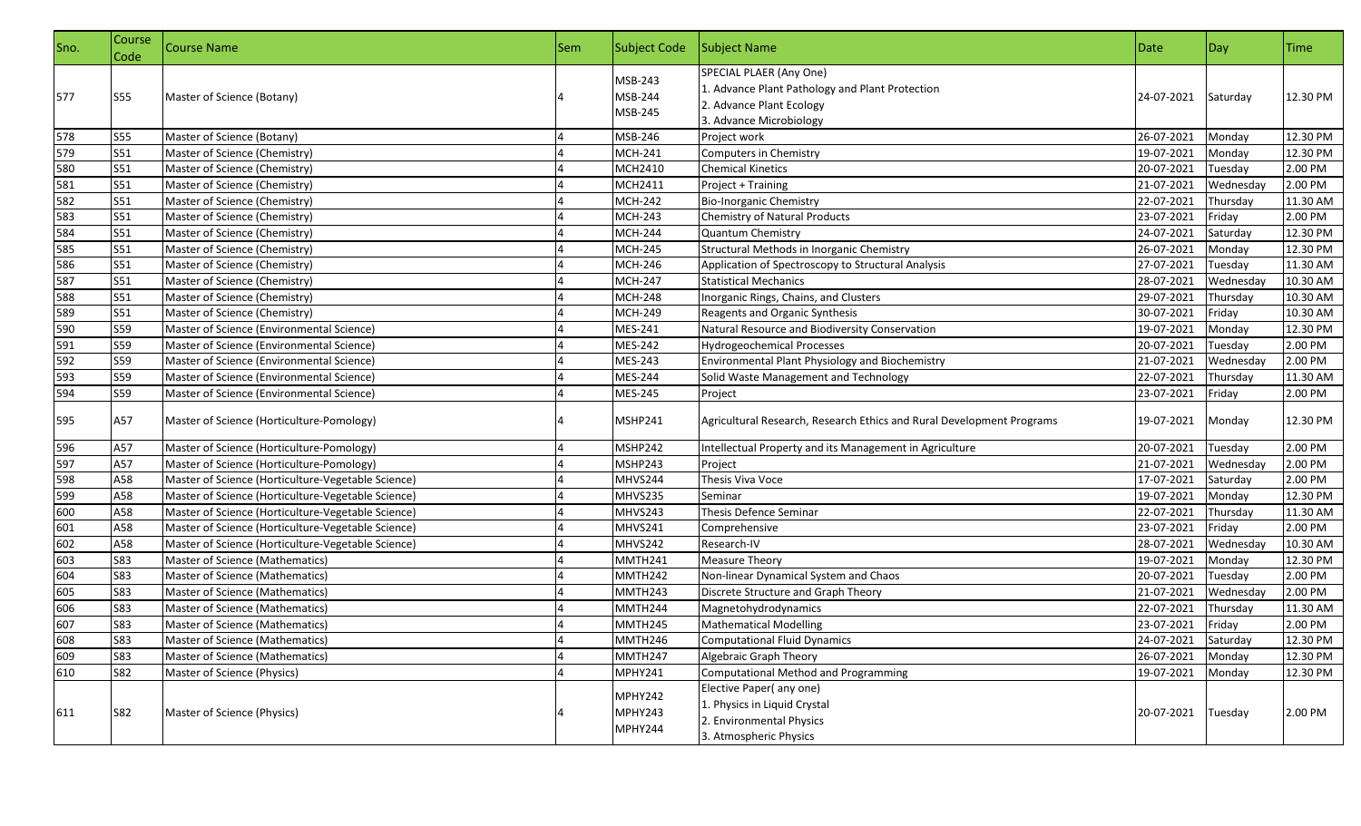| Sno. | Course Code | Course Name | Sem | Subject Code | Subject Name | Date | Day | Time |
|---|---|---|---|---|---|---|---|---|
| 577 | S55 | Master of Science (Botany) | 4 | MSB-243<br>MSB-244<br>MSB-245 | SPECIAL PLAER (Any One)<br>1. Advance Plant Pathology and Plant Protection<br>2. Advance Plant Ecology<br>3. Advance Microbiology | 24-07-2021 | Saturday | 12.30 PM |
| 578 | S55 | Master of Science (Botany) | 4 | MSB-246 | Project work | 26-07-2021 | Monday | 12.30 PM |
| 579 | S51 | Master of Science (Chemistry) | 4 | MCH-241 | Computers in Chemistry | 19-07-2021 | Monday | 12.30 PM |
| 580 | S51 | Master of Science (Chemistry) | 4 | MCH2410 | Chemical Kinetics | 20-07-2021 | Tuesday | 2.00 PM |
| 581 | S51 | Master of Science (Chemistry) | 4 | MCH2411 | Project + Training | 21-07-2021 | Wednesday | 2.00 PM |
| 582 | S51 | Master of Science (Chemistry) | 4 | MCH-242 | Bio-Inorganic Chemistry | 22-07-2021 | Thursday | 11.30 AM |
| 583 | S51 | Master of Science (Chemistry) | 4 | MCH-243 | Chemistry of Natural Products | 23-07-2021 | Friday | 2.00 PM |
| 584 | S51 | Master of Science (Chemistry) | 4 | MCH-244 | Quantum Chemistry | 24-07-2021 | Saturday | 12.30 PM |
| 585 | S51 | Master of Science (Chemistry) | 4 | MCH-245 | Structural Methods in Inorganic Chemistry | 26-07-2021 | Monday | 12.30 PM |
| 586 | S51 | Master of Science (Chemistry) | 4 | MCH-246 | Application of Spectroscopy to Structural Analysis | 27-07-2021 | Tuesday | 11.30 AM |
| 587 | S51 | Master of Science (Chemistry) | 4 | MCH-247 | Statistical Mechanics | 28-07-2021 | Wednesday | 10.30 AM |
| 588 | S51 | Master of Science (Chemistry) | 4 | MCH-248 | Inorganic Rings, Chains, and Clusters | 29-07-2021 | Thursday | 10.30 AM |
| 589 | S51 | Master of Science (Chemistry) | 4 | MCH-249 | Reagents and Organic Synthesis | 30-07-2021 | Friday | 10.30 AM |
| 590 | S59 | Master of Science (Environmental Science) | 4 | MES-241 | Natural Resource and Biodiversity Conservation | 19-07-2021 | Monday | 12.30 PM |
| 591 | S59 | Master of Science (Environmental Science) | 4 | MES-242 | Hydrogeochemical Processes | 20-07-2021 | Tuesday | 2.00 PM |
| 592 | S59 | Master of Science (Environmental Science) | 4 | MES-243 | Environmental Plant Physiology and Biochemistry | 21-07-2021 | Wednesday | 2.00 PM |
| 593 | S59 | Master of Science (Environmental Science) | 4 | MES-244 | Solid Waste Management and Technology | 22-07-2021 | Thursday | 11.30 AM |
| 594 | S59 | Master of Science (Environmental Science) | 4 | MES-245 | Project | 23-07-2021 | Friday | 2.00 PM |
| 595 | A57 | Master of Science (Horticulture-Pomology) | 4 | MSHP241 | Agricultural Research, Research Ethics and Rural Development Programs | 19-07-2021 | Monday | 12.30 PM |
| 596 | A57 | Master of Science (Horticulture-Pomology) | 4 | MSHP242 | Intellectual Property and its Management in Agriculture | 20-07-2021 | Tuesday | 2.00 PM |
| 597 | A57 | Master of Science (Horticulture-Pomology) | 4 | MSHP243 | Project | 21-07-2021 | Wednesday | 2.00 PM |
| 598 | A58 | Master of Science (Horticulture-Vegetable Science) | 4 | MHVS244 | Thesis Viva Voce | 17-07-2021 | Saturday | 2.00 PM |
| 599 | A58 | Master of Science (Horticulture-Vegetable Science) | 4 | MHVS235 | Seminar | 19-07-2021 | Monday | 12.30 PM |
| 600 | A58 | Master of Science (Horticulture-Vegetable Science) | 4 | MHVS243 | Thesis Defence Seminar | 22-07-2021 | Thursday | 11.30 AM |
| 601 | A58 | Master of Science (Horticulture-Vegetable Science) | 4 | MHVS241 | Comprehensive | 23-07-2021 | Friday | 2.00 PM |
| 602 | A58 | Master of Science (Horticulture-Vegetable Science) | 4 | MHVS242 | Research-IV | 28-07-2021 | Wednesday | 10.30 AM |
| 603 | S83 | Master of Science (Mathematics) | 4 | MMTH241 | Measure Theory | 19-07-2021 | Monday | 12.30 PM |
| 604 | S83 | Master of Science (Mathematics) | 4 | MMTH242 | Non-linear Dynamical System and Chaos | 20-07-2021 | Tuesday | 2.00 PM |
| 605 | S83 | Master of Science (Mathematics) | 4 | MMTH243 | Discrete Structure and Graph Theory | 21-07-2021 | Wednesday | 2.00 PM |
| 606 | S83 | Master of Science (Mathematics) | 4 | MMTH244 | Magnetohydrodynamics | 22-07-2021 | Thursday | 11.30 AM |
| 607 | S83 | Master of Science (Mathematics) | 4 | MMTH245 | Mathematical Modelling | 23-07-2021 | Friday | 2.00 PM |
| 608 | S83 | Master of Science (Mathematics) | 4 | MMTH246 | Computational Fluid Dynamics | 24-07-2021 | Saturday | 12.30 PM |
| 609 | S83 | Master of Science (Mathematics) | 4 | MMTH247 | Algebraic Graph Theory | 26-07-2021 | Monday | 12.30 PM |
| 610 | S82 | Master of Science (Physics) | 4 | MPHY241 | Computational Method and Programming | 19-07-2021 | Monday | 12.30 PM |
| 611 | S82 | Master of Science (Physics) | 4 | MPHY242<br>MPHY243<br>MPHY244 | Elective Paper( any one)<br>1. Physics in Liquid Crystal<br>2. Environmental Physics<br>3. Atmospheric Physics | 20-07-2021 | Tuesday | 2.00 PM |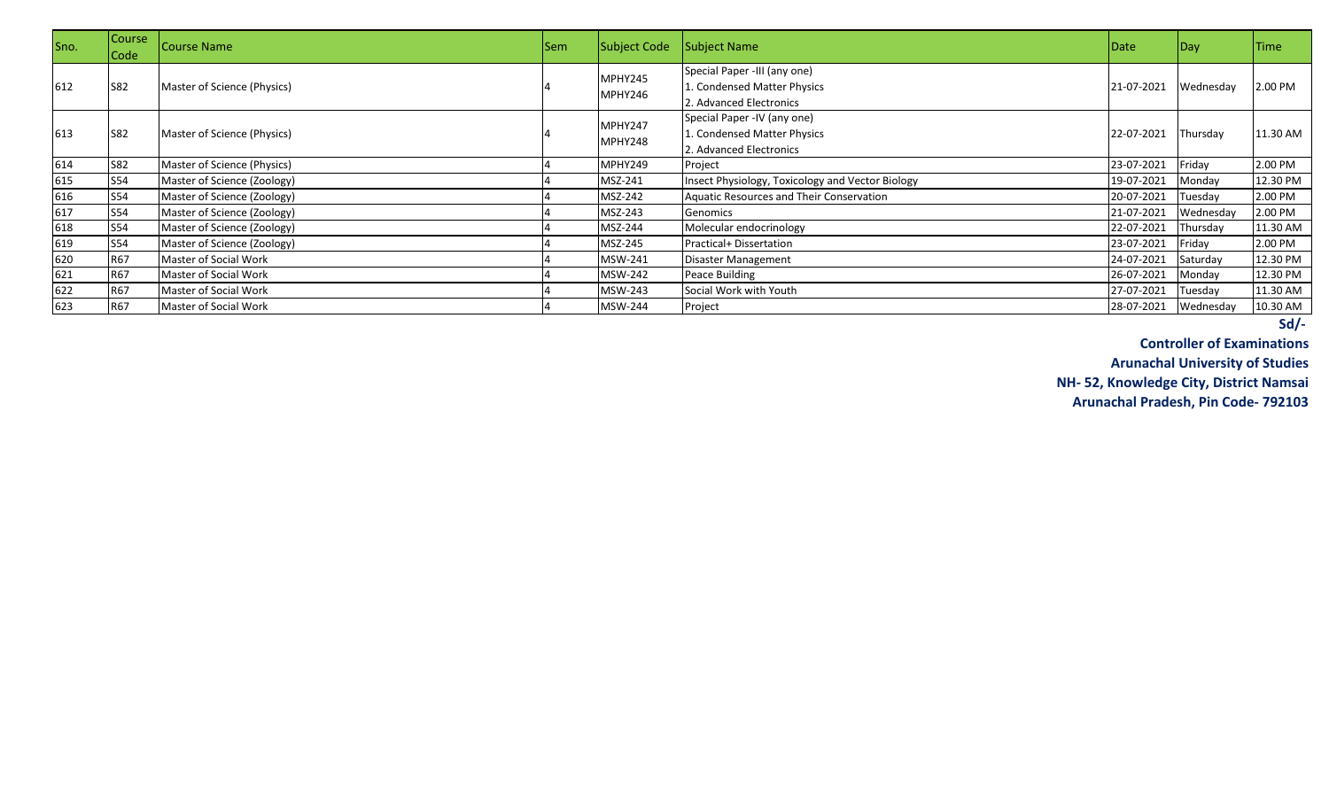| Sno. | Course Code | Course Name | Sem | Subject Code | Subject Name | Date | Day | Time |
|---|---|---|---|---|---|---|---|---|
| 612 | S82 | Master of Science (Physics) | 4 | MPHY245<br>MPHY246 | Special Paper -III (any one)<br>1. Condensed Matter Physics<br>2. Advanced Electronics | 21-07-2021 | Wednesday | 2.00 PM |
| 613 | S82 | Master of Science (Physics) | 4 | MPHY247<br>MPHY248 | Special Paper -IV (any one)<br>1. Condensed Matter Physics<br>2. Advanced Electronics | 22-07-2021 | Thursday | 11.30 AM |
| 614 | S82 | Master of Science (Physics) | 4 | MPHY249 | Project | 23-07-2021 | Friday | 2.00 PM |
| 615 | S54 | Master of Science (Zoology) | 4 | MSZ-241 | Insect Physiology, Toxicology and Vector Biology | 19-07-2021 | Monday | 12.30 PM |
| 616 | S54 | Master of Science (Zoology) | 4 | MSZ-242 | Aquatic Resources and Their Conservation | 20-07-2021 | Tuesday | 2.00 PM |
| 617 | S54 | Master of Science (Zoology) | 4 | MSZ-243 | Genomics | 21-07-2021 | Wednesday | 2.00 PM |
| 618 | S54 | Master of Science (Zoology) | 4 | MSZ-244 | Molecular endocrinology | 22-07-2021 | Thursday | 11.30 AM |
| 619 | S54 | Master of Science (Zoology) | 4 | MSZ-245 | Practical+ Dissertation | 23-07-2021 | Friday | 2.00 PM |
| 620 | R67 | Master of Social Work | 4 | MSW-241 | Disaster Management | 24-07-2021 | Saturday | 12.30 PM |
| 621 | R67 | Master of Social Work | 4 | MSW-242 | Peace Building | 26-07-2021 | Monday | 12.30 PM |
| 622 | R67 | Master of Social Work | 4 | MSW-243 | Social Work with Youth | 27-07-2021 | Tuesday | 11.30 AM |
| 623 | R67 | Master of Social Work | 4 | MSW-244 | Project | 28-07-2021 | Wednesday | 10.30 AM |

**Sd/-**

**Controller of Examinations**

**Arunachal University of Studies**

**NH- 52, Knowledge City, District Namsai**

**Arunachal Pradesh, Pin Code- 792103**